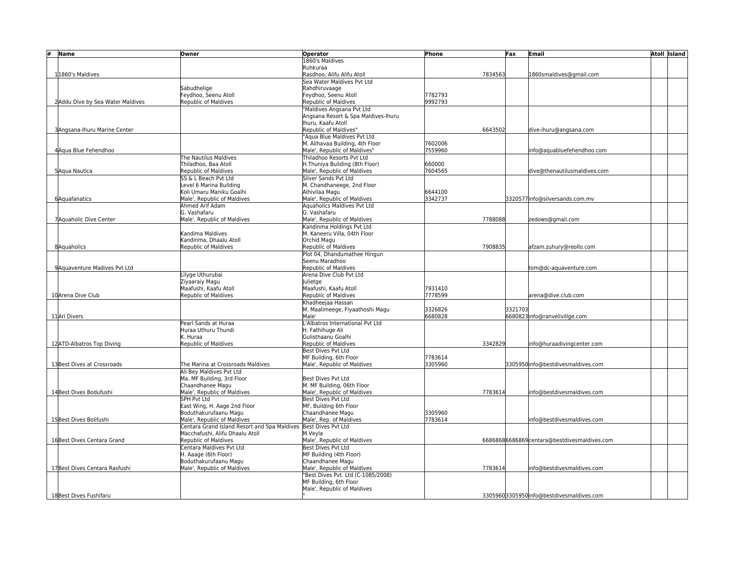| # | Name | Owner | Operator | Phone | Fax | Email | Atoll | Island |
|---|---|---|---|---|---|---|---|---|
| 1 | 1860's Maldives | | 1860's Maldives Ruhkuraa Rasdhoo, Alifu Alifu Atoll | 7834563 | | 1860smaldives@gmail.com | | |
| 2 | Addu Dive by Sea Water Maldives | Sabudhelige Feydhoo, Seenu Atoll Republic of Maldives | Sea Water Maldives Pvt Ltd Rahdhiruvaage Feydhoo, Seenu Atoll Republic of Maldives | 7782793 9992793 | | | | |
| 3 | Angsana-Ihuru Marine Center | | "Maldives Angsana Pvt Ltd Angsana Resort & Spa Maldives-Ihuru Ihuru, Kaafu Atoll Republic of Maldives" | 6643502 | | dive-ihuru@angsana.com | | |
| 4 | Aqua Blue Fehendhoo | | "Aqua Blue Maldives Pvt Ltd M. Alihavaa Building, 4th Floor Male', Republic of Maldives" | 7602006 7559960 | | info@aquabluefehendhoo.com | | |
| 5 | Aqua Nautica | The Nautilus Maldives Thiladhoo, Baa Atoll Republic of Maldives | Thiladhoo Resorts Pvt Ltd H.Thuniya Building (8th Floor) Male', Republic of Maldives | 660000 7604565 | | dive@thenautilusmaldives.com | | |
| 6 | Aquafanatics | SS & L Beach Pvt Ltd Level 6 Marina Building Koli Umaru Maniku Goalhi Male', Republic of Maldives | Silver Sands Pvt Ltd M. Chandhaneege, 2nd Floor Alhivilaa Magu Male', Republic of Maldives | 6644100 3342737 | 3320577 | info@silversands.com.mv | | |
| 7 | Aquaholic Dive Center | Ahmed Arif Adam G. Vashafaru Male', Republic of Maldives | Aquaholics Maldives Pvt Ltd G. Vashafaru Male', Republic of Maldives | 7788088 | | zedows@gmail.com | | |
| 8 | Aquaholics | Kandima Maldives Kandinma, Dhaalu Atoll Republic of Maldives | Kandinma Holdings Pvt Ltd M. Kaneeru Villa, 04th Floor Orchid Magu Republic of Maldives | 7908835 | | afzam.zuhury@reollo.com | | |
| 9 | Aquaventure Madives Pvt Ltd | | Plot 04, Dhandumathee Hingun Seenu Maradhoo Republic of Maldives | | | tom@dc-aquaventure.com | | |
| 10 | Arena Dive Club | Lilyge Uthurubai Ziyaaraiy Magu Maafushi, Kaafu Atoll Republic of Maldives | Arena Dive Club Pvt Ltd Julietge Maafushi, Kaafu Atoll Republic of Maldives | 7931410 7778599 | | arena@dive.club.com | | |
| 11 | Ari Divers | | Khadheejaa Hassan M. Maalimeege, Fiyaathoshi Magu Male' | 3326826 6680828 | 3321703 6680823 | info@ranvelivillge.com | | |
| 12 | ATD-Albatros Top Diving | Pearl Sands at Huraa Huraa Uthuru Thundi K. Huraa Republic of Maldives | L'Albatros International Pvt Ltd H. Fathihuge Ali Gulisthaanu Goalhi Republic of Maldives | 3342829 | | info@huraadivingcenter.com | | |
| 13 | Best Dives at Crossroads | The Marina at Crossroads Maldives | Best Dives Pvt Ltd MF Building, 6th Floor Male', Republic of Maldives | 7783614 3305960 | 3305950 | info@bestdivesmaldives.com | | |
| 14 | Best Dives Bodufushi | Ali Bey Maldives Pvt Ltd Ma. MF Building, 3rd Floor Chaandhanee Magu Male', Republic of Maldives | Best Dives Pvt Ltd M. MF Building, 06th Floor Male', Republic of Maldives | 7783614 | | info@bestdivesmaldives.com | | |
| 15 | Best Dives Bolifushi | SPH Pvt Ltd East Wing, H. Aage 2nd Floor Boduthakurufaanu Magu Male', Republic of Maldives | Best Dives Pvt Ltd MF, Building 6th Floor Chaandhanee Magu Male', Rep. of Maldives | 3305960 7783614 | | info@bestdivesmaldives.com | | |
| 16 | Best Dives Centara Grand | Centara Grand Island Resort and Spa Maldives Macchafushi, Alifu Dhaalu Atoll Republic of Maldives | Best Dives Pvt Ltd M.Veyla Male', Republic of Maldives | 6686868 | 6686869 | centara@bestdivesmaldives.com | | |
| 17 | Best Dives Centara Rasfushi | Centara Maldives Pvt Ltd H. Aaage (6th Floor) Boduthakurufaanu Magu Male', Republic of Maldives | Best Dives Pvt Ltd MF Building (4th Floor) Chaandhanee Magu Male', Republic of Maldives | 7783614 | | info@bestdivesmaldives.com | | |
| 18 | Best Dives Fushifaru | | "Best Dives Pvt. Ltd (C-1085/2008) MF Building, 6th Floor Male', Republic of Maldives " | 3305960 | 3305950 | info@bestdivesmaldives.com | | |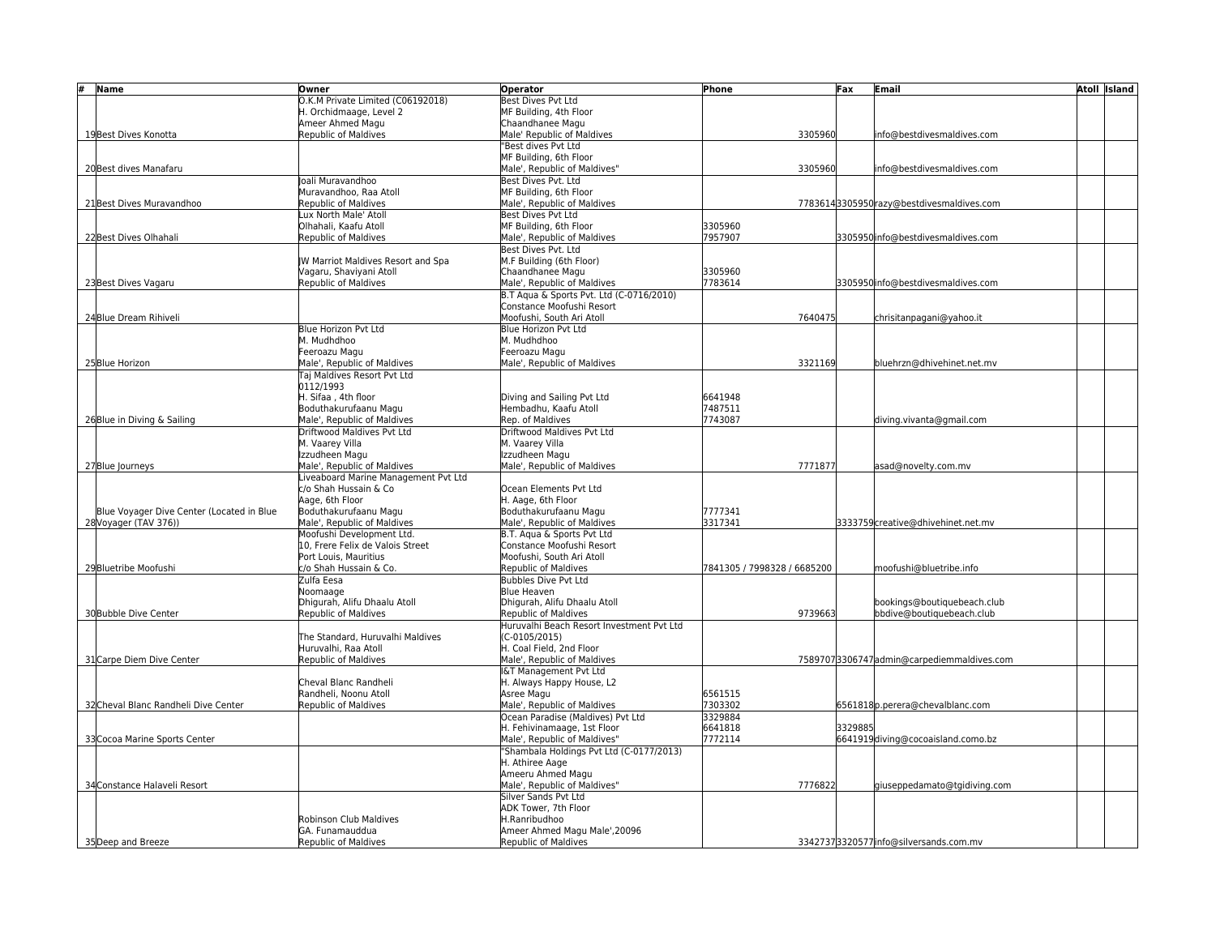| # | Name | Owner | Operator | Phone | Fax | Email | Atoll | Island |
|---|---|---|---|---|---|---|---|---|
| 19 | Best Dives Konotta | O.K.M Private Limited (C06192018)<br>H. Orchidmaage, Level 2<br>Ameer Ahmed Magu<br>Republic of Maldives | Best Dives Pvt Ltd<br>MF Building, 4th Floor<br>Chaandhanee Magu<br>Male' Republic of Maldives | 3305960 | | info@bestdivesmaldives.com | | |
| 20 | Best dives Manafaru | | "Best dives Pvt Ltd<br>MF Building, 6th Floor<br>Male', Republic of Maldives" | 3305960 | | info@bestdivesmaldives.com | | |
| 21 | Best Dives Muravandhoo | Joali Muravandhoo<br>Muravandhoo, Raa Atoll<br>Republic of Maldives | Best Dives Pvt. Ltd<br>MF Building, 6th Floor<br>Male', Republic of Maldives | 7783614 | 3305950 | razy@bestdivesmaldives.com | | |
| 22 | Best Dives Olhahali | Lux North Male' Atoll<br>Olhahali, Kaafu Atoll<br>Republic of Maldives | Best Dives Pvt Ltd<br>MF Building, 6th Floor<br>Male', Republic of Maldives | 3305960<br>7957907 | 3305950 | info@bestdivesmaldives.com | | |
| 23 | Best Dives Vagaru | JW Marriot Maldives Resort and Spa<br>Vagaru, Shaviyani Atoll<br>Republic of Maldives | Best Dives Pvt. Ltd<br>M.F Building (6th Floor)<br>Chaandhanee Magu<br>Male', Republic of Maldives | 3305960<br>7783614 | 3305950 | info@bestdivesmaldives.com | | |
| 24 | Blue Dream Rihiveli | | B.T Aqua & Sports Pvt. Ltd (C-0716/2010)<br>Constance Moofushi Resort<br>Moofushi, South Ari Atoll | 7640475 | | chrisitanpagani@yahoo.it | | |
| 25 | Blue Horizon | Blue Horizon Pvt Ltd<br>M. Mudhdhoo<br>Feeroazu Magu<br>Male', Republic of Maldives | Blue Horizon Pvt Ltd<br>M. Mudhdhoo<br>Feeroazu Magu<br>Male', Republic of Maldives | 3321169 | | bluehrzn@dhivehinet.net.mv | | |
| 26 | Blue in Diving & Sailing | Taj Maldives Resort Pvt Ltd<br>0112/1993<br>H. Sifaa , 4th floor<br>Boduthakurufaanu Magu<br>Male', Republic of Maldives | Diving and Sailing Pvt Ltd<br>Hembadhu, Kaafu Atoll<br>Rep. of Maldives | 6641948<br>7487511<br>7743087 | | diving.vivanta@gmail.com | | |
| 27 | Blue Journeys | Driftwood Maldives Pvt Ltd<br>M. Vaarey Villa<br>Izzudheen Magu<br>Male', Republic of Maldives | Driftwood Maldives Pvt Ltd<br>M. Vaarey Villa<br>Izzudheen Magu<br>Male', Republic of Maldives | 7771877 | | asad@novelty.com.mv | | |
| 28 | Blue Voyager Dive Center (Located in Blue Voyager (TAV 376)) | Liveaboard Marine Management Pvt Ltd<br>c/o Shah Hussain & Co<br>Aage, 6th Floor<br>Boduthakurufaanu Magu<br>Male', Republic of Maldives | Ocean Elements Pvt Ltd<br>H. Aage, 6th Floor<br>Boduthakurufaanu Magu<br>Male', Republic of Maldives | 7777341<br>3317341 | 3333759 | creative@dhivehinet.net.mv | | |
| 29 | Bluetribe Moofushi | Moofushi Development Ltd.<br>10, Frere Felix de Valois Street<br>Port Louis, Mauritius<br>c/o Shah Hussain & Co. | B.T. Aqua & Sports Pvt Ltd<br>Constance Moofushi Resort<br>Moofushi, South Ari Atoll<br>Republic of Maldives | 7841305 / 7998328 / 6685200 | | moofushi@bluetribe.info | | |
| 30 | Bubble Dive Center | Zulfa Eesa<br>Noomaage<br>Dhigurah, Alifu Dhaalu Atoll<br>Republic of Maldives | Bubbles Dive Pvt Ltd<br>Blue Heaven<br>Dhigurah, Alifu Dhaalu Atoll<br>Republic of Maldives | 9739663 | | bookings@boutiquebeach.club<br>bbdive@boutiquebeach.club | | |
| 31 | Carpe Diem Dive Center | The Standard, Huruvalhi Maldives<br>Huruvalhi, Raa Atoll<br>Republic of Maldives | Huruvalhi Beach Resort Investment Pvt Ltd<br>(C-0105/2015)<br>H. Coal Field, 2nd Floor<br>Male', Republic of Maldives | 7589707 | 3306747 | admin@carpediemmaldives.com | | |
| 32 | Cheval Blanc Randheli Dive Center | Cheval Blanc Randheli<br>Randheli, Noonu Atoll<br>Republic of Maldives | I&T Management Pvt Ltd<br>H. Always Happy House, L2<br>Asree Magu<br>Male', Republic of Maldives | 6561515<br>7303302 | 6561818 | p.perera@chevalblanc.com | | |
| 33 | Cocoa Marine Sports Center | | Ocean Paradise (Maldives) Pvt Ltd<br>H. Fehivinamaage, 1st Floor<br>Male', Republic of Maldives" | 3329884<br>6641818<br>7772114 | 3329885<br>6641919 | diving@cocoaisland.como.bz | | |
| 34 | Constance Halaveli Resort | | "Shambala Holdings Pvt Ltd (C-0177/2013)<br>H. Athiree Aage<br>Ameeru Ahmed Magu<br>Male', Republic of Maldives" | 7776822 | | giuseppedamato@tgidiving.com | | |
| 35 | Deep and Breeze | Robinson Club Maldives<br>GA. Funamauddua<br>Republic of Maldives | Silver Sands Pvt Ltd<br>ADK Tower, 7th Floor<br>H.Ranribudhoo<br>Ameer Ahmed Magu Male',20096<br>Republic of Maldives | 3342737 | 3320577 | info@silversands.com.mv | | |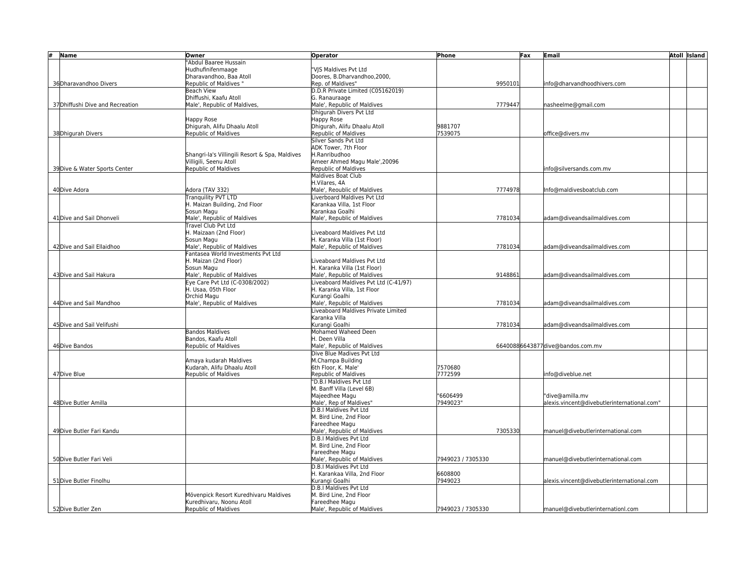| # | Name | Owner | Operator | Phone | Fax | Email | Atoll | Island |
|---|---|---|---|---|---|---|---|---|
| 36 | Dharavandhoo Divers | "Abdul Baaree Hussain Hudhufinifenmaage Dharavandhoo, Baa Atoll Republic of Maldives " | "VJS Maldives Pvt Ltd Doores, B.Dharvandhoo,2000, Rep. of Maldives" | 9950101 | | info@dharvandhoodhivers.com | | |
| 37 | Dhiffushi Dive and Recreation | Beach View Dhiffushi, Kaafu Atoll Male', Republic of Maldives, | D.D.R Private Limited (C05162019) G. Ranauraage Male', Republic of Maldives | 7779447 | | nasheelme@gmail.com | | |
| 38 | Dhigurah Divers | Happy Rose Dhigurah, Alifu Dhaalu Atoll Republic of Maldives | Dhigurah Divers Pvt Ltd Happy Rose Dhigurah, Alifu Dhaalu Atoll Republic of Maldives | 9881707 7539075 | | office@divers.mv | | |
| 39 | Dive & Water Sports Center | Shangri-la's Villingili Resort & Spa, Maldives Villigili, Seenu Atoll Republic of Maldives | Silver Sands Pvt Ltd ADK Tower, 7th Floor H.Ranribudhoo Ameer Ahmed Magu Male',20096 Republic of Maldives | | | info@silversands.com.mv | | |
| 40 | Dive Adora | Adora (TAV 332) | Maldives Boat Club H.Vilares, 4A Male', Reoublic of Maldives | 7774978 | | Info@maldivesboatclub.com | | |
| 41 | Dive and Sail Dhonveli | Tranquility PVT LTD H. Maizan Building, 2nd Floor Sosun Magu Male', Republic of Maldives | Liverboard Maldives Pvt Ltd Karankaa Villa, 1st Floor Karankaa Goalhi Male', Republic of Maldives | 7781034 | | adam@diveandsailmaldives.com | | |
| 42 | Dive and Sail Ellaidhoo | Travel Club Pvt Ltd H. Maizaan (2nd Floor) Sosun Magu Male', Republic of Maldives | Liveaboard Maldives Pvt Ltd H. Karanka Villa (1st Floor) Male', Republic of Maldives | 7781034 | | adam@diveandsailmaldives.com | | |
| 43 | Dive and Sail Hakura | Fantasea World Investments Pvt Ltd H. Maizan (2nd Floor) Sosun Magu Male', Republic of Maldives | Liveaboard Maldives Pvt Ltd H. Karanka Villa (1st Floor) Male', Republic of Maldives | 9148861 | | adam@diveandsailmaldives.com | | |
| 44 | Dive and Sail Mandhoo | Eye Care Pvt Ltd (C-0308/2002) H. Usaa, 05th Floor Orchid Magu Male', Republic of Maldives | Liveaboard Maldives Pvt Ltd (C-41/97) H. Karanka Villa, 1st Floor Kurangi Goalhi Male', Republic of Maldives | 7781034 | | adam@diveandsailmaldives.com | | |
| 45 | Dive and Sail Velifushi | | Liveaboard Maldives Private Limited Karanka Villa Kurangi Goalhi | 7781034 | | adam@diveandsailmaldives.com | | |
| 46 | Dive Bandos | Bandos Maldives Bandos, Kaafu Atoll Republic of Maldives | Mohamed Waheed Deen H. Deen Villa Male', Republic of Maldives | 6640088 | 6643877 | dive@bandos.com.mv | | |
| 47 | Dive Blue | Amaya kudarah Maldives Kudarah, Alifu Dhaalu Atoll Republic of Maldives | Dive Blue Madives Pvt Ltd M.Champa Building 6th Floor, K. Male' Republic of Maldives | 7570680 7772599 | | info@diveblue.net | | |
| 48 | Dive Butler Amilla | | "D.B.I Maldives Pvt Ltd M. Banff Villa (Level 6B) Majeedhee Magu Male', Rep of Maldives" | "6606499 7949023" | | "dive@amilla.mv alexis.vincent@divebutlerinternational.com" | | |
| 49 | Dive Butler Fari Kandu | | D.B.I Maldives Pvt Ltd M. Bird Line, 2nd Floor Fareedhee Magu Male', Republic of Maldives | 7305330 | | manuel@divebutlerinternational.com | | |
| 50 | Dive Butler Fari Veli | | D.B.I Maldives Pvt Ltd M. Bird Line, 2nd Floor Fareedhee Magu Male', Republic of Maldives | 7949023 / 7305330 | | manuel@divebutlerinternational.com | | |
| 51 | Dive Butler Finolhu | | D.B.I Maldives Pvt Ltd H. Karankaa Villa, 2nd Floor Kurangi Goalhi | 6608800 7949023 | | alexis.vincent@divebutlerinternational.com | | |
| 52 | Dive Butler Zen | Mövenpick Resort Kuredhivaru Maldives Kuredhivaru, Noonu Atoll Republic of Maldives | D.B.I Maldives Pvt Ltd M. Bird Line, 2nd Floor Fareedhee Magu Male', Republic of Maldives | 7949023 / 7305330 | | manuel@divebutlerinternationl.com | | |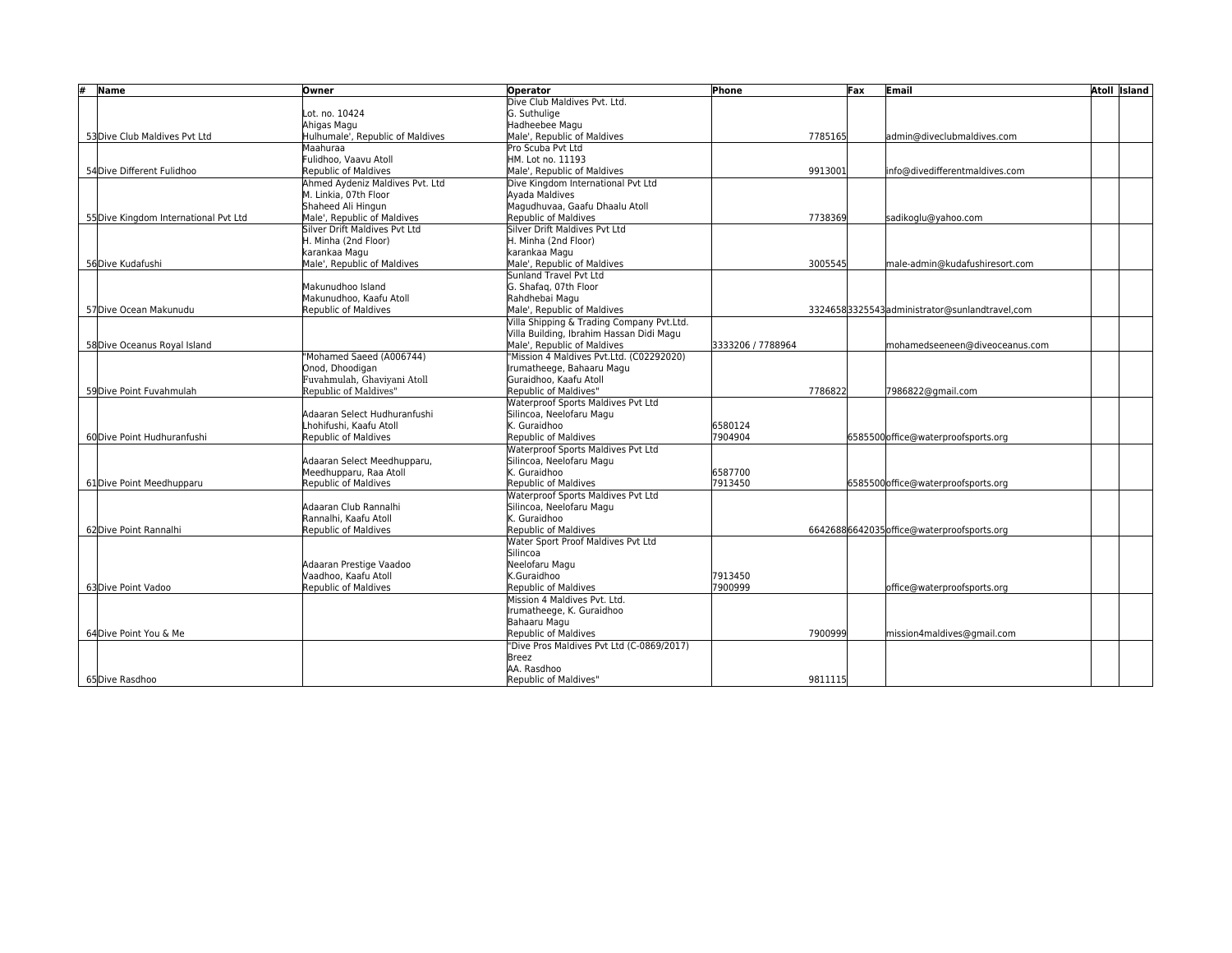| # | Name | Owner | Operator | Phone | Fax | Email | Atoll | Island |
|---|---|---|---|---|---|---|---|---|
| 53 | Dive Club Maldives Pvt Ltd | Lot. no. 10424<br>Ahigas Magu<br>Hulhumale', Republic of Maldives | Dive Club Maldives Pvt. Ltd.<br>G. Suthulige<br>Hadheebee Magu<br>Male', Republic of Maldives | 7785165 | | admin@diveclubmaldives.com | | |
| 54 | Dive Different Fulidhoo | Maahuraa<br>Fulidhoo, Vaavu Atoll<br>Republic of Maldives | Pro Scuba Pvt Ltd<br>HM. Lot no. 11193<br>Male', Republic of Maldives | 9913001 | | info@divedifferentmaldives.com | | |
| 55 | Dive Kingdom International Pvt Ltd | Ahmed Aydeniz Maldives Pvt. Ltd<br>M. Linkia, 07th Floor<br>Shaheed Ali Hingun<br>Male', Republic of Maldives | Dive Kingdom International Pvt Ltd<br>Ayada Maldives<br>Magudhuvaa, Gaafu Dhaalu Atoll<br>Republic of Maldives | 7738369 | | sadikoglu@yahoo.com | | |
| 56 | Dive Kudafushi | Silver Drift Maldives Pvt Ltd<br>H. Minha (2nd Floor)<br>karankaa Magu<br>Male', Republic of Maldives | Silver Drift Maldives Pvt Ltd<br>H. Minha (2nd Floor)<br>karankaa Magu<br>Male', Republic of Maldives | 3005545 | | male-admin@kudafushiresort.com | | |
| 57 | Dive Ocean Makunudu | Makunudhoo Island<br>Makunudhoo, Kaafu Atoll<br>Republic of Maldives | Sunland Travel Pvt Ltd<br>G. Shafaq, 07th Floor<br>Rahdhebai Magu<br>Male', Republic of Maldives | 3324658 | 3325543 | administrator@sunlandtravel,com | | |
| 58 | Dive Oceanus Royal Island | | Villa Shipping & Trading Company Pvt.Ltd.<br>Villa Building, Ibrahim Hassan Didi Magu<br>Male', Republic of Maldives | 3333206 / 7788964 | | mohamedseeneen@diveoceanus.com | | |
| 59 | Dive Point Fuvahmulah | "Mohamed Saeed (A006744)<br>Onod, Dhoodigan<br>Fuvahmulah, Ghaviyani Atoll<br>Republic of Maldives" | "Mission 4 Maldives Pvt.Ltd. (C02292020)<br>Irumatheege, Bahaaru Magu<br>Guraidhoo, Kaafu Atoll<br>Republic of Maldives" | 7786822 | | 7986822@gmail.com | | |
| 60 | Dive Point Hudhuranfushi | Adaaran Select Hudhuranfushi<br>Lhohifushi, Kaafu Atoll<br>Republic of Maldives | Waterproof Sports Maldives Pvt Ltd<br>Silincoa, Neelofaru Magu<br>K. Guraidhoo<br>Republic of Maldives | 6580124<br>7904904 | 6585500 | office@waterproofsports.org | | |
| 61 | Dive Point Meedhupparu | Adaaran Select Meedhupparu,<br>Meedhupparu, Raa Atoll<br>Republic of Maldives | Waterproof Sports Maldives Pvt Ltd<br>Silincoa, Neelofaru Magu<br>K. Guraidhoo<br>Republic of Maldives | 6587700<br>7913450 | 6585500 | office@waterproofsports.org | | |
| 62 | Dive Point Rannalhi | Adaaran Club Rannalhi<br>Rannalhi, Kaafu Atoll<br>Republic of Maldives | Waterproof Sports Maldives Pvt Ltd<br>Silincoa, Neelofaru Magu<br>K. Guraidhoo<br>Republic of Maldives | 6642688 | 6642035 | office@waterproofsports.org | | |
| 63 | Dive Point Vadoo | Adaaran Prestige Vaadoo<br>Vaadhoo, Kaafu Atoll<br>Republic of Maldives | Water Sport Proof Maldives Pvt Ltd<br>Silincoa<br>Neelofaru Magu<br>K.Guraidhoo<br>Republic of Maldives | 7913450<br>7900999 | | office@waterproofsports.org | | |
| 64 | Dive Point You & Me | | Mission 4 Maldives Pvt. Ltd.<br>Irumatheege, K. Guraidhoo<br>Bahaaru Magu<br>Republic of Maldives | 7900999 | | mission4maldives@gmail.com | | |
| 65 | Dive Rasdhoo | | "Dive Pros Maldives Pvt Ltd (C-0869/2017)<br>Breez<br>AA. Rasdhoo<br>Republic of Maldives" | 9811115 | | | | |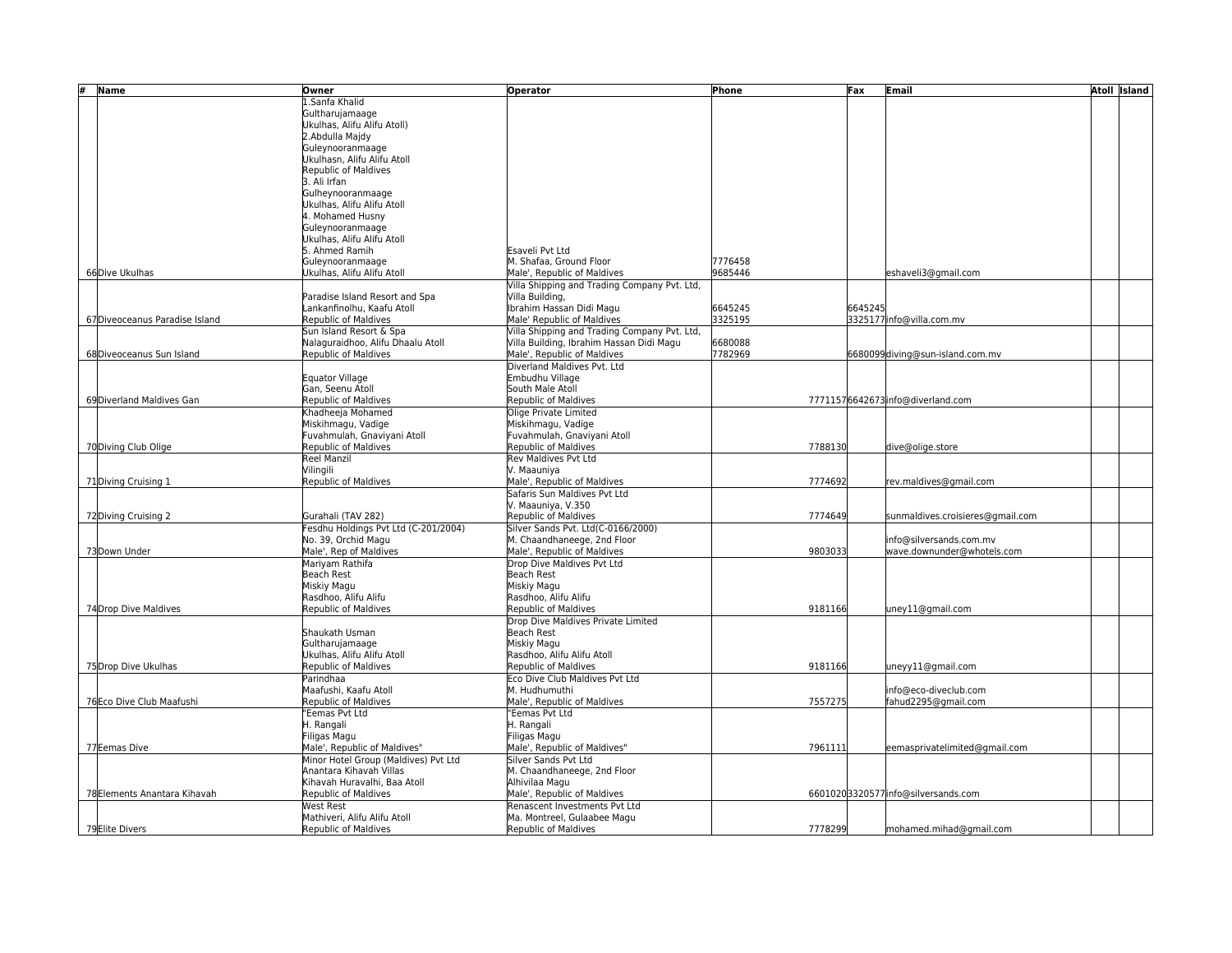| # | Name | Owner | Operator | Phone | Fax | Email | Atoll | Island |
|---|---|---|---|---|---|---|---|---|
| 66 | Dive Ukulhas | 1.Sanfa Khalid<br>Gultharujamaage<br>Ukulhas, Alifu Alifu Atoll)<br>2.Abdulla Majdy<br>Guleynooranmaage<br>Ukulhasn, Alifu Alifu Atoll<br>Republic of Maldives<br>3. Ali Irfan<br>Gulheynooranmaage<br>Ukulhas, Alifu Alifu Atoll<br>4. Mohamed Husny<br>Guleynooranmaage<br>Ukulhas, Alifu Alifu Atoll<br>5. Ahmed Ramih<br>Guleynooranmaage<br>Ukulhas, Alifu Alifu Atoll | Esaveli Pvt Ltd<br>M. Shafaa, Ground Floor<br>Male', Republic of Maldives | 7776458<br>9685446 | | eshaveli3@gmail.com | | |
| 67 | Diveoceanus Paradise Island | Paradise Island Resort and Spa<br>Lankanfinolhu, Kaafu Atoll<br>Republic of Maldives | Villa Shipping and Trading Company Pvt. Ltd,<br>Villa Building,<br>Ibrahim Hassan Didi Magu<br>Male' Republic of Maldives | 6645245<br>3325195 | 6645245<br>3325177 | info@villa.com.mv | | |
| 68 | Diveoceanus Sun Island | Sun Island Resort & Spa<br>Nalaguraidhoo, Alifu Dhaalu Atoll<br>Republic of Maldives | Villa Shipping and Trading Company Pvt. Ltd,<br>Villa Building, Ibrahim Hassan Didi Magu<br>Male', Republic of Maldives | 6680088<br>7782969 | 6680099 | diving@sun-island.com.mv | | |
| 69 | Diverland Maldives Gan | Equator Village<br>Gan, Seenu Atoll<br>Republic of Maldives | Diverland Maldives Pvt. Ltd<br>Embudhu Village<br>South Male Atoll<br>Republic of Maldives | 7771157 | 6642673 | info@diverland.com | | |
| 70 | Diving Club Olige | Khadheeja Mohamed<br>Miskihmagu, Vadige<br>Fuvahmulah, Gnaviyani Atoll<br>Republic of Maldives | Olige Private Limited<br>Miskihmagu, Vadige<br>Fuvahmulah, Gnaviyani Atoll<br>Republic of Maldives | 7788130 | | dive@olige.store | | |
| 71 | Diving Cruising 1 | Reel Manzil<br>Vilingili<br>Republic of Maldives | Rev Maldives Pvt Ltd<br>V. Maauniya<br>Male', Republic of Maldives | 7774692 | | rev.maldives@gmail.com | | |
| 72 | Diving Cruising 2 | Gurahali (TAV 282) | Safaris Sun Maldives Pvt Ltd<br>V. Maauniya, V.350<br>Republic of Maldives | 7774649 | | sunmaldives.croisieres@gmail.com | | |
| 73 | Down Under | Fesdhu Holdings Pvt Ltd (C-201/2004)<br>No. 39, Orchid Magu<br>Male', Rep of Maldives | Silver Sands Pvt. Ltd(C-0166/2000)<br>M. Chaandhaneege, 2nd Floor<br>Male', Republic of Maldives | 9803033 | | info@silversands.com.mv<br>wave.downunder@whotels.com | | |
| 74 | Drop Dive Maldives | Mariyam Rathifa<br>Beach Rest<br>Miskiy Magu<br>Rasdhoo, Alifu Alifu<br>Republic of Maldives | Drop Dive Maldives Pvt Ltd<br>Beach Rest<br>Miskiy Magu<br>Rasdhoo, Alifu Alifu<br>Republic of Maldives | 9181166 | | uney11@gmail.com | | |
| 75 | Drop Dive Ukulhas | Shaukath Usman<br>Gultharujamaage<br>Ukulhas, Alifu Alifu Atoll<br>Republic of Maldives | Drop Dive Maldives Private Limited<br>Beach Rest<br>Miskiy Magu<br>Rasdhoo, Alifu Alifu Atoll<br>Republic of Maldives | 9181166 | | uneyy11@gmail.com | | |
| 76 | Eco Dive Club Maafushi | Parindhaa<br>Maafushi, Kaafu Atoll<br>Republic of Maldives | Eco Dive Club Maldives Pvt Ltd<br>M. Hudhumuthi<br>Male', Republic of Maldives | 7557275 | | info@eco-diveclub.com<br>fahud2295@gmail.com | | |
| 77 | Eemas Dive | "Eemas Pvt Ltd<br>H. Rangali<br>Filigas Magu<br>Male', Republic of Maldives" | "Eemas Pvt Ltd<br>H. Rangali<br>Filigas Magu<br>Male', Republic of Maldives" | 7961111 | | eemasprivatelimited@gmail.com | | |
| 78 | Elements Anantara Kihavah | Minor Hotel Group (Maldives) Pvt Ltd<br>Anantara Kihavah Villas<br>Kihavah Huravalhi, Baa Atoll<br>Republic of Maldives | Silver Sands Pvt Ltd<br>M. Chaandhaneege, 2nd Floor<br>Alhivilaa Magu<br>Male', Republic of Maldives | 6601020 | 3320577 | info@silversands.com | | |
| 79 | Elite Divers | West Rest<br>Mathiveri, Alifu Alifu Atoll<br>Republic of Maldives | Renascent Investments Pvt Ltd<br>Ma. Montreel, Gulaabee Magu<br>Republic of Maldives | 7778299 | | mohamed.mihad@gmail.com | | |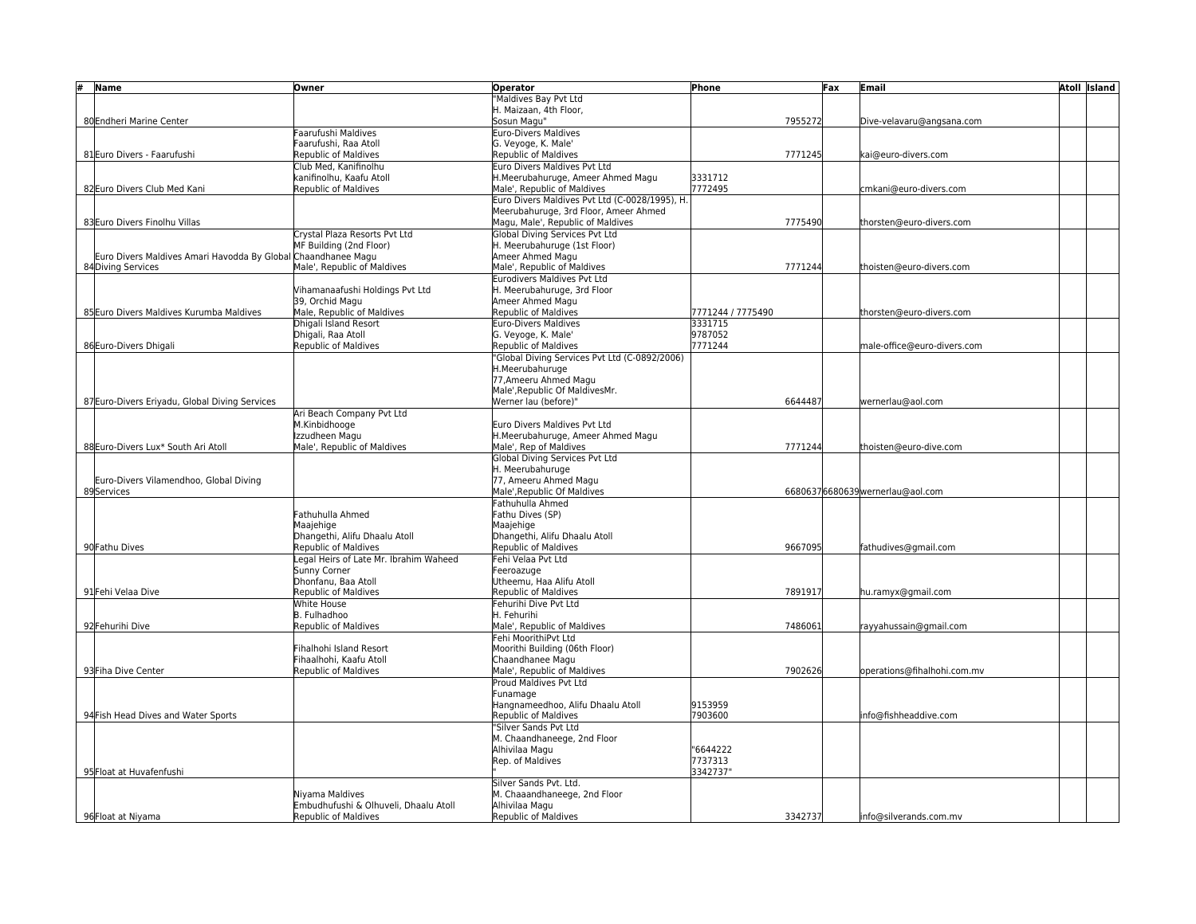| # | Name | Owner | Operator | Phone | Fax | Email | Atoll | Island |
|---|---|---|---|---|---|---|---|---|
| 80 | Endheri Marine Center | | "Maldives Bay Pvt Ltd H. Maizaan, 4th Floor, Sosun Magu" | 7955272 | | Dive-velavaru@angsana.com | | |
| 81 | Euro Divers - Faarufushi | Faarufushi Maldives Faarufushi, Raa Atoll Republic of Maldives | Euro-Divers Maldives G. Veyoge, K. Male' Republic of Maldives | 7771245 | | kai@euro-divers.com | | |
| 82 | Euro Divers Club Med Kani | Club Med, Kanifinolhu kanifinolhu, Kaafu Atoll Republic of Maldives | Euro Divers Maldives Pvt Ltd H.Meerubahuruge, Ameer Ahmed Magu Male', Republic of Maldives | 3331712 7772495 | | cmkani@euro-divers.com | | |
| 83 | Euro Divers Finolhu Villas | | Euro Divers Maldives Pvt Ltd (C-0028/1995), H. Meerubahuruge, 3rd Floor, Ameer Ahmed Magu, Male', Republic of Maldives | 7775490 | | thorsten@euro-divers.com | | |
| 84 | Euro Divers Maldives Amari Havodda By Global Diving Services | Crystal Plaza Resorts Pvt Ltd MF Building (2nd Floor) Chaandhanee Magu Male', Republic of Maldives | Global Diving Services Pvt Ltd H. Meerubahuruge (1st Floor) Ameer Ahmed Magu Male', Republic of Maldives | 7771244 | | thoisten@euro-divers.com | | |
| 85 | Euro Divers Maldives Kurumba Maldives | Vihamanaafushi Holdings Pvt Ltd 39, Orchid Magu Male, Republic of Maldives | Eurodivers Maldives Pvt Ltd H. Meerubahuruge, 3rd Floor Ameer Ahmed Magu Republic of Maldives | 7771244 / 7775490 | | thorsten@euro-divers.com | | |
| 86 | Euro-Divers Dhigali | Dhigali Island Resort Dhigali, Raa Atoll Republic of Maldives | Euro-Divers Maldives G. Veyoge, K. Male' Republic of Maldives | 3331715 9787052 7771244 | | male-office@euro-divers.com | | |
| 87 | Euro-Divers Eriyadu, Global Diving Services | | "Global Diving Services Pvt Ltd (C-0892/2006) H.Meerubahuruge 77,Ameeru Ahmed Magu Male',Republic Of MaldivesMr. Werner lau (before)" | 6644487 | | wernerlau@aol.com | | |
| 88 | Euro-Divers Lux* South Ari Atoll | Ari Beach Company Pvt Ltd M.Kinbidhooge Izzudheen Magu Male', Republic of Maldives | Euro Divers Maldives Pvt Ltd H.Meerubahuruge, Ameer Ahmed Magu Male', Rep of Maldives | 7771244 | | thoisten@euro-dive.com | | |
| 89 | Euro-Divers Vilamendhoo, Global Diving Services | | Global Diving Services Pvt Ltd H. Meerubahuruge 77, Ameeru Ahmed Magu Male',Republic Of Maldives | 6680637 | 6680639 | wernerlau@aol.com | | |
| 90 | Fathu Dives | Fathuhulla Ahmed Maajehige Dhangethi, Alifu Dhaalu Atoll Republic of Maldives | Fathuhulla Ahmed Fathu Dives (SP) Maajehige Dhangethi, Alifu Dhaalu Atoll Republic of Maldives | 9667095 | | fathudives@gmail.com | | |
| 91 | Fehi Velaa Dive | Legal Heirs of Late Mr. Ibrahim Waheed Sunny Corner Dhonfanu, Baa Atoll Republic of Maldives | Fehi Velaa Pvt Ltd Feeroazuge Utheemu, Haa Alifu Atoll Republic of Maldives | 7891917 | | hu.ramyx@gmail.com | | |
| 92 | Fehurihi Dive | White House B. Fulhadhoo Republic of Maldives | Fehurihi Dive Pvt Ltd H. Fehurihi Male', Republic of Maldives | 7486061 | | rayyahussain@gmail.com | | |
| 93 | Fiha Dive Center | Fihalhohi Island Resort Fihaalhohi, Kaafu Atoll Republic of Maldives | Fehi MoorithiPvt Ltd Moorithi Building (06th Floor) Chaandhanee Magu Male', Republic of Maldives | 7902626 | | operations@fihalhohi.com.mv | | |
| 94 | Fish Head Dives and Water Sports | | Proud Maldives Pvt Ltd Funamage Hangnameedhoo, Alifu Dhaalu Atoll Republic of Maldives | 9153959 7903600 | | info@fishheaddive.com | | |
| 95 | Float at Huvafenfushi | | "Silver Sands Pvt Ltd M. Chaandhaneege, 2nd Floor Alhivilaa Magu Rep. of Maldives " | "6644222 7737313 3342737" | | | | |
| 96 | Float at Niyama | Niyama Maldives Embudhufushi & Olhuveli, Dhaalu Atoll Republic of Maldives | Silver Sands Pvt. Ltd. M. Chaaandhaneege, 2nd Floor Alhivilaa Magu Republic of Maldives | 3342737 | | info@silverands.com.mv | | |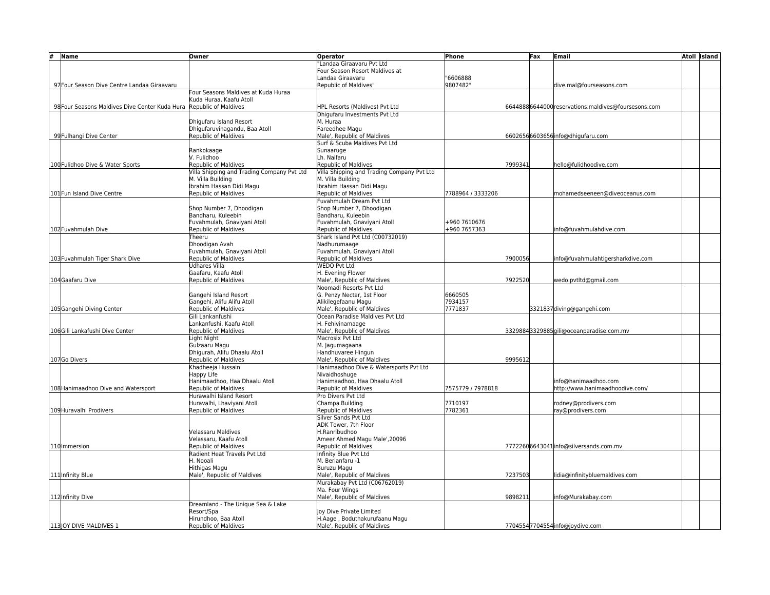| # | Name | Owner | Operator | Phone | Fax | Email | Atoll | Island |
|---|---|---|---|---|---|---|---|---|
| 97 | Four Season Dive Centre Landaa Giraavaru | | "Landaa Giraavaru Pvt Ltd<br>Four Season Resort Maldives at<br>Landaa Giraavaru<br>Republic of Maldives" | "6606888<br>9807482" | | dive.mal@fourseasons.com | | |
| 98 | Four Seasons Maldives Dive Center Kuda Hura | Four Seasons Maldives at Kuda Huraa<br>Kuda Huraa, Kaafu Atoll<br>Republic of Maldives | HPL Resorts (Maldives) Pvt Ltd | 6644888 | 6644000 | reservations.maldives@foursesons.com | | |
| 99 | Fulhangi Dive Center | Dhigufaru Island Resort<br>Dhigufaruvinagandu, Baa Atoll<br>Republic of Maldives | Dhigufaru Investments Pvt Ltd<br>M. Huraa<br>Fareedhee Magu<br>Male', Republic of Maldives | 6602656 | 6603656 | info@dhigufaru.com | | |
| 100 | Fulidhoo Dive & Water Sports | Rankokaage<br>V. Fulidhoo<br>Republic of Maldives | Surf & Scuba Maldives Pvt Ltd<br>Sunaaruge<br>Lh. Naifaru<br>Republic of Maldives | 7999341 | | hello@fulidhoodive.com | | |
| 101 | Fun Island Dive Centre | Villa Shipping and Trading Company Pvt Ltd<br>M. Villa Building<br>Ibrahim Hassan Didi Magu<br>Republic of Maldives | Villa Shipping and Trading Company Pvt Ltd<br>M. Villa Building<br>Ibrahim Hassan Didi Magu<br>Republic of Maldives | 7788964 / 3333206 | | mohamedseeneen@diveoceanus.com | | |
| 102 | Fuvahmulah Dive | Shop Number 7, Dhoodigan<br>Bandharu, Kuleebin<br>Fuvahmulah, Gnaviyani Atoll<br>Republic of Maldives | Fuvahmulah Dream Pvt Ltd<br>Shop Number 7, Dhoodigan<br>Bandharu, Kuleebin<br>Fuvahmulah, Gnaviyani Atoll<br>Republic of Maldives | +960 7610676<br>+960 7657363 | | info@fuvahmulahdive.com | | |
| 103 | Fuvahmulah Tiger Shark Dive | Theeru<br>Dhoodigan Avah<br>Fuvahmulah, Gnaviyani Atoll<br>Republic of Maldives | Shark Island Pvt Ltd (C00732019)<br>Nadhurumaage<br>Fuvahmulah, Gnaviyani Atoll<br>Republic of Maldives | 7900056 | | info@fuvahmulahtigersharkdive.com | | |
| 104 | Gaafaru Dive | Udhares Villa<br>Gaafaru, Kaafu Atoll<br>Republic of Maldives | WEDO Pvt Ltd<br>H. Evening Flower<br>Male', Republic of Maldives | 7922520 | | wedo.pvtltd@gmail.com | | |
| 105 | Gangehi Diving Center | Gangehi Island Resort<br>Gangehi, Alifu Alifu Atoll<br>Republic of Maldives | Noomadi Resorts Pvt Ltd<br>G. Penzy Nectar, 1st Floor<br>Alikilegefaanu Magu<br>Male', Republic of Maldives | 6660505<br>7934157<br>7771837 | 3321837 | diving@gangehi.com | | |
| 106 | Gili Lankafushi Dive Center | Gili Lankanfushi<br>Lankanfushi, Kaafu Atoll<br>Republic of Maldives | Ocean Paradise Maldives Pvt Ltd<br>H. Fehivinamaage<br>Male', Republic of Maldives | 3329884 | 3329885 | gili@oceanparadise.com.mv | | |
| 107 | Go Divers | Light Night<br>Gulzaaru Magu<br>Dhigurah, Alifu Dhaalu Atoll<br>Republic of Maldives | Macrosix Pvt Ltd<br>M. Jagumagaana<br>Handhuvaree Hingun<br>Male', Republic of Maldives | 9995612 | | | | |
| 108 | Hanimaadhoo Dive and Watersport | Khadheeja Hussain<br>Happy Life<br>Hanimaadhoo, Haa Dhaalu Atoll<br>Republic of Maldives | Hanimaadhoo Dive & Watersports Pvt Ltd<br>Nivaidhoshuge<br>Hanimaadhoo, Haa Dhaalu Atoll<br>Republic of Maldives | 7575779 / 7978818 | | info@hanimaadhoo.com<br>http://www.hanimaadhoodive.com/ | | |
| 109 | Huravalhi Prodivers | Hurawalhi Island Resort<br>Huravalhi, Lhaviyani Atoll<br>Republic of Maldives | Pro Divers Pvt Ltd<br>Champa Building<br>Republic of Maldives | 7710197<br>7782361 | | rodney@prodivers.com<br>ray@prodivers.com | | |
| 110 | Immersion | Velassaru Maldives<br>Velassaru, Kaafu Atoll<br>Republic of Maldives | Silver Sands Pvt Ltd<br>ADK Tower, 7th Floor<br>H.Ranribudhoo<br>Ameer Ahmed Magu Male',20096<br>Republic of Maldives | 7772260 | 6643041 | info@silversands.com.mv | | |
| 111 | Infinity Blue | Radient Heat Travels Pvt Ltd<br>H. Nooali<br>Hithigas Magu<br>Male', Republic of Maldives | Infinity Blue Pvt Ltd<br>M. Berianfaru -1<br>Buruzu Magu<br>Male', Republic of Maldives | 7237503 | | lidia@infinitybluemaldives.com | | |
| 112 | Infinity Dive | | Murakabay Pvt Ltd (C06762019)<br>Ma. Four Wings<br>Male', Republic of Maldives | 9898211 | | info@Murakabay.com | | |
| 113 | JOY DIVE MALDIVES 1 | Dreamland - The Unique Sea & Lake<br>Resort/Spa<br>Hirundhoo, Baa Atoll<br>Republic of Maldives | Joy Dive Private Limited<br>H.Aage , Boduthakurufaanu Magu<br>Male', Republic of Maldives | 7704554 | 7704554 | info@joydive.com | | |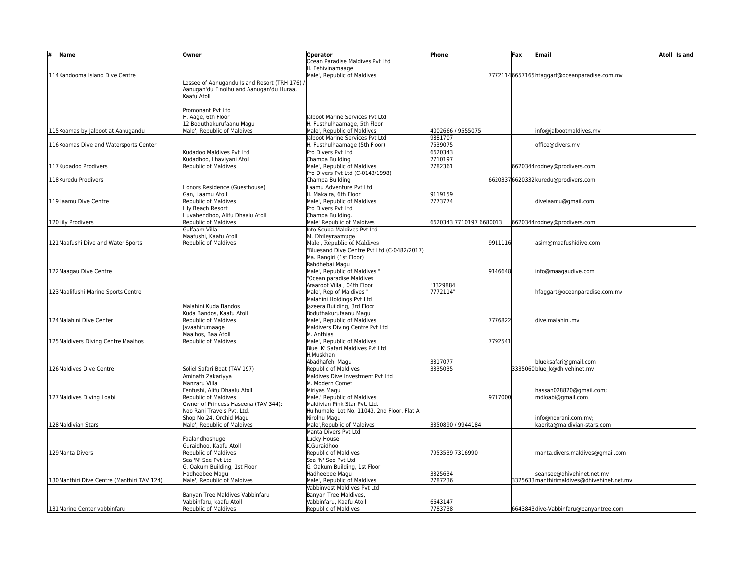| # | Name | Owner | Operator | Phone | Fax | Email | Atoll | Island |
|---|---|---|---|---|---|---|---|---|
| 114 | Kandooma Island Dive Centre | | Ocean Paradise Maldives Pvt Ltd H. Fehivinamaage Male', Republic of Maldives | 7772114 | 6657165 | htaggart@oceanparadise.com.mv | | |
| 115 | Koamas by Jalboot at Aanugandu | Lessee of Aanugandu Island Resort (TRH 176) / Aanugan'du Finolhu and Aanugan'du Huraa, Kaafu Atoll Promonant Pvt Ltd H. Aage, 6th Floor 12 Boduthakurufaanu Magu Male', Republic of Maldives | Jalboot Marine Services Pvt Ltd H. Fusthulhaamage, 5th Floor Male', Republic of Maldives | 4002666 / 9555075 | | info@jalbootmaldives.mv | | |
| 116 | Koamas Dive and Watersports Center | | Jalboot Marine Services Pvt Ltd H. Fusthulhaamage (5th Floor) | 9881707 7539075 | | office@divers.mv | | |
| 117 | Kudadoo Prodivers | Kudadoo Maldives Pvt Ltd Kudadhoo, Lhaviyani Atoll Republic of Maldives | Pro Divers Pvt Ltd Champa Building Male', Republic of Maldives | 6620343 7710197 7782361 | 6620344 | rodney@prodivers.com | | |
| 118 | Kuredu Prodivers | | Pro Divers Pvt Ltd (C-0143/1998) Champa Building | 6620337 | 6620332 | kuredu@prodivers.com | | |
| 119 | Laamu Dive Centre | Honors Residence (Guesthouse) Gan, Laamu Atoll Republic of Maldives | Laamu Adventure Pvt Ltd H. Makaira, 6th Floor Male', Republic of Maldives | 9119159 7773774 | | divelaamu@gmail.com | | |
| 120 | Lily Prodivers | Lily Beach Resort Huvahendhoo, Alifu Dhaalu Atoll Republic of Maldives | Pro Divers Pvt Ltd Champa Building. Male' Republic of Maldives | 6620343 7710197 6680013 | 6620344 | rodney@prodivers.com | | |
| 121 | Maafushi Dive and Water Sports | Gulfaam Villa Maafushi, Kaafu Atoll Republic of Maldives | Into Scuba Maldives Pvt Ltd M. Dhileyraamuge Male', Republic of Maldives | 9911116 | | asim@maafushidive.com | | |
| 122 | Maagau Dive Centre | | "Bluesand Dive Centre Pvt Ltd (C-0482/2017) Ma. Rangiri (1st Floor) Rahdhebai Magu Male', Republic of Maldives " | 9146648 | | info@maagaudive.com | | |
| 123 | Maalifushi Marine Sports Centre | | "Ocean paradise Maldives Araaroot Villa , 04th Floor Male', Rep of Maldives " | "3329884 7772114" | | hfaggart@oceanparadise.com.mv | | |
| 124 | Malahini Dive Center | Malahini Kuda Bandos Kuda Bandos, Kaafu Atoll Republic of Maldives | Malahini Holdings Pvt Ltd Jazeera Building, 3rd Floor Boduthakurufaanu Magu Male', Republic of Maldives | 7776822 | | dive.malahini.mv | | |
| 125 | Maldivers Diving Centre Maalhos | Javaahirumaage Maalhos, Baa Atoll Republic of Maldives | Maldivers Diving Centre Pvt Ltd M. Anthias Male', Republic of Maldives | 7792541 | | | | |
| 126 | Maldives Dive Centre | Soliel Safari Boat (TAV 197) | Blue 'K' Safari Maldives Pvt Ltd H.Muskhan Abadhafehi Magu Republic of Maldives | 3317077 3335035 | 3335060 | blueksafari@gmail.com blue_k@dhivehinet.mv | | |
| 127 | Maldives Diving Loabi | Aminath Zakariyya Manzaru Villa Fenfushi, Alifu Dhaalu Atoll Republic of Maldives | Maldives Dive Investment Pvt Ltd M. Modern Comet Miriyas Magu Male,' Republic of Maldives | 9717000 | | hassan028820@gmail.com; mdloabi@gmail.com | | |
| 128 | Maldivian Stars | Owner of Princess Haseena (TAV 344): Noo Rani Travels Pvt. Ltd. Shop No.24, Orchid Magu Male', Republic of Maldives | Maldivian Pink Star Pvt. Ltd. Hulhumale' Lot No. 11043, 2nd Floor, Flat A Nirolhu Magu Male',Republic of Maldives | 3350890 / 9944184 | | info@noorani.com.mv; kaorita@maldivian-stars.com | | |
| 129 | Manta Divers | Faalandhoshuge Guraidhoo, Kaafu Atoll Republic of Maldives | Manta Divers Pvt Ltd Lucky House K.Guraidhoo Republic of Maldives | 7953539 7316990 | | manta.divers.maldives@gmail.com | | |
| 130 | Manthiri Dive Centre (Manthiri TAV 124) | Sea 'N' See Pvt Ltd G. Oakum Building, 1st Floor Hadheebee Magu Male', Republic of Maldives | Sea 'N' See Pvt Ltd G. Oakum Building, 1st Floor Hadheebee Magu Male', Republic of Maldives | 3325634 7787236 | 3325633 | seansee@dhivehinet.net.mv manthirimaldives@dhivehinet.net.mv | | |
| 131 | Marine Center vabbinfaru | Banyan Tree Maldives Vabbinfaru Vabbinfaru, kaafu Atoll Republic of Maldives | Vabbinvest Maldives Pvt Ltd Banyan Tree Maldives, Vabbinfaru, Kaafu Atoll Republic of Maldives | 6643147 7783738 | 6643843 | dive-Vabbinfaru@banyantree.com | | |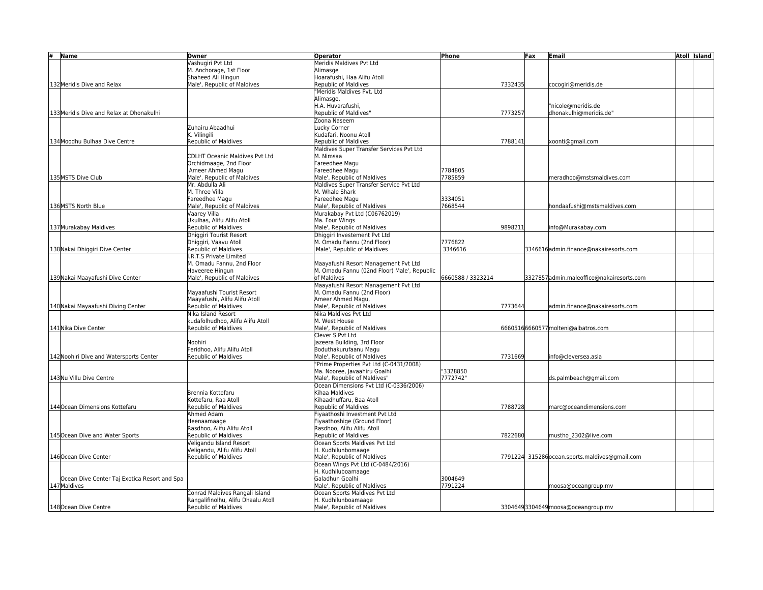| # | Name | Owner | Operator | Phone | Fax | Email | Atoll | Island |
|---|---|---|---|---|---|---|---|---|
| 132 | Meridis Dive and Relax | Vashugiri Pvt Ltd M. Anchorage, 1st Floor Shaheed Ali Hingun Male', Republic of Maldives | Meridis Maldives Pvt Ltd Alimasge Hoarafushi, Haa Alifu Atoll Republic of Maldives | 7332435 | | cocogiri@meridis.de | | |
| 133 | Meridis Dive and Relax at Dhonakulhi | | "Meridis Maldives Pvt. Ltd Alimasge, H.A. Huvarafushi, Republic of Maldives" | 7773257 | | "nicole@meridis.de dhonakulhi@meridis.de" | | |
| 134 | Moodhu Bulhaa Dive Centre | Zuhairu Abaadhui K. Vilingili Republic of Maldives | Zoona Naseem Lucky Corner Kudafari, Noonu Atoll Republic of Maldives | 7788141 | | xoonti@gmail.com | | |
| 135 | MSTS Dive Club | CDLHT Oceanic Maldives Pvt Ltd Orchidmaage, 2nd Floor Ameer Ahmed Magu Male', Republic of Maldives | Maldives Super Transfer Services Pvt Ltd M. Nimsaa Fareedhee Magu Fareedhee Magu Male', Republic of Maldives | 7784805 7785859 | | meradhoo@mstsmaldives.com | | |
| 136 | MSTS North Blue | Mr. Abdulla Ali M. Three Villa Fareedhee Magu Male', Republic of Maldives | Maldives Super Transfer Service Pvt Ltd M. Whale Shark Fareedhee Magu Male', Republic of Maldives | 3334051 7668544 | | hondaafushi@mstsmaldives.com | | |
| 137 | Murakabay Maldives | Vaarey Villa Ukulhas, Alifu Alifu Atoll Republic of Maldives | Murakabay Pvt Ltd (C06762019) Ma. Four Wings Male', Republic of Maldives | 9898211 | | info@Murakabay.com | | |
| 138 | Nakai Dhiggiri Dive Center | Dhiggiri Tourist Resort Dhiggiri, Vaavu Atoll Republic of Maldives | Dhiggiri Investement Pvt Ltd M. Omadu Fannu (2nd Floor) Male', Republic of Maldives | 7776822 3346616 | 3346616 | admin.finance@nakairesorts.com | | |
| 139 | Nakai Maayaafushi Dive Center | I.R.T.S Private Limited M. Omadu Fannu, 2nd Floor Haveeree Hingun Male', Republic of Maldives | Maayafushi Resort Management Pvt Ltd M. Omadu Fannu (02nd Floor) Male', Republic of Maldives | 6660588 / 3323214 | 3327857 | admin.maleoffice@nakairesorts.com | | |
| 140 | Nakai Mayaafushi Diving Center | Mayaafushi Tourist Resort Maayafushi, Alifu Alifu Atoll Republic of Maldives | Maayafushi Resort Management Pvt Ltd M. Omadu Fannu (2nd Floor) Ameer Ahmed Magu, Male', Republic of Maldives | 7773644 | | admin.finance@nakairesorts.com | | |
| 141 | Nika Dive Center | Nika Island Resort kudafolhudhoo, Alifu Alifu Atoll Republic of Maldives | Nika Maldives Pvt Ltd M. West House Male', Republic of Maldives | 6660516 | 6660577 | molteni@albatros.com | | |
| 142 | Noohiri Dive and Watersports Center | Noohiri Feridhoo, Alifu Alifu Atoll Republic of Maldives | Clever S Pvt Ltd Jazeera Building, 3rd Floor Boduthakurufaanu Magu Male', Republic of Maldives | 7731669 | | info@cleversea.asia | | |
| 143 | Nu Villu Dive Centre | | "Prime Properties Pvt Ltd (C-0431/2008) Ma. Nooree, Javaahiru Goalhi Male', Republic of Maldives" | "3328850 7772742" | | ds.palmbeach@gmail.com | | |
| 144 | Ocean Dimensions Kottefaru | Brennia Kottefaru Kottefaru, Raa Atoll Republic of Maldives | Ocean Dimensions Pvt Ltd (C-0336/2006) Kihaa Maldives Kihaadhuffaru, Baa Atoll Republic of Maldives | 7788728 | | marc@oceandimensions.com | | |
| 145 | Ocean Dive and Water Sports | Ahmed Adam Heenaamaage Rasdhoo, Alifu Alifu Atoll Republic of Maldives | Fiyaathoshi Investment Pvt Ltd Fiyaathoshige (Ground Floor) Rasdhoo, Alifu Alifu Atoll Republic of Maldives | 7822680 | | mustho_2302@live.com | | |
| 146 | Ocean Dive Center | Veligandu Island Resort Veligandu, Alifu Alifu Atoll Republic of Maldives | Ocean Sports Maldives Pvt Ltd H. Kudhilunbomaage Male', Republic of Maldives | 7791224 | 315286 | ocean.sports.maldives@gmail.com | | |
| 147 | Ocean Dive Center Taj Exotica Resort and Spa Maldives | | Ocean Wings Pvt Ltd (C-0484/2016) H. Kudhiluboamaage Galadhun Goalhi Male', Republic of Maldives | 3004649 7791224 | | moosa@oceangroup.mv | | |
| 148 | Ocean Dive Centre | Conrad Maldives Rangali Island Rangalifinolhu, Alifu Dhaalu Atoll Republic of Maldives | Ocean Sports Maldives Pvt Ltd H. Kudhilunboamaage Male', Republic of Maldives | 3304649 | 3304649 | moosa@oceangroup.mv | | |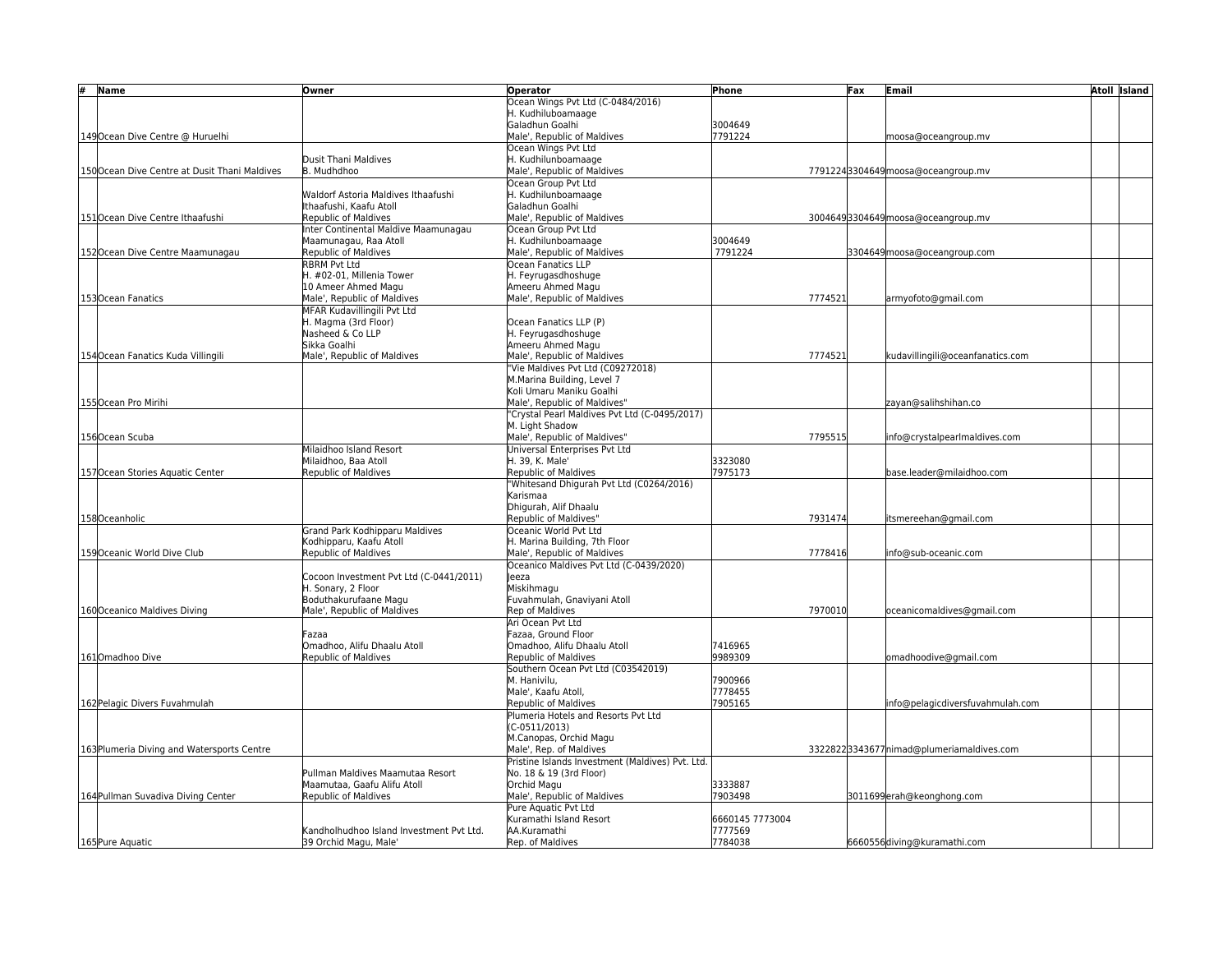| # | Name | Owner | Operator | Phone | Fax | Email | Atoll | Island |
|---|---|---|---|---|---|---|---|---|
| 149 | Ocean Dive Centre @ Huruelhi | | Ocean Wings Pvt Ltd (C-0484/2016)<br>H. Kudhiluboamaage<br>Galadhun Goalhi<br>Male', Republic of Maldives | 3004649<br>7791224 | | moosa@oceangroup.mv | | |
| 150 | Ocean Dive Centre at Dusit Thani Maldives | Dusit Thani Maldives<br>B. Mudhdhoo | Ocean Wings Pvt Ltd<br>H. Kudhilunboamaage<br>Male', Republic of Maldives | 7791224 | 3304649 | moosa@oceangroup.mv | | |
| 151 | Ocean Dive Centre Ithaafushi | Waldorf Astoria Maldives Ithaafushi<br>Ithaafushi, Kaafu Atoll<br>Republic of Maldives | Ocean Group Pvt Ltd<br>H. Kudhilunboamaage<br>Galadhun Goalhi<br>Male', Republic of Maldives | 3004649 | 3304649 | moosa@oceangroup.mv | | |
| 152 | Ocean Dive Centre Maamunagau | Inter Continental Maldive Maamunagau<br>Maamunagau, Raa Atoll<br>Republic of Maldives | Ocean Group Pvt Ltd<br>H. Kudhilunboamaage<br>Male', Republic of Maldives | 3004649<br>7791224 | 3304649 | moosa@oceangroup.com | | |
| 153 | Ocean Fanatics | RBRM Pvt Ltd<br>H. #02-01, Millenia Tower<br>10 Ameer Ahmed Magu<br>Male', Republic of Maldives | Ocean Fanatics LLP<br>H. Feyrugasdhoshuge<br>Ameeru Ahmed Magu<br>Male', Republic of Maldives | 7774521 | | armyofoto@gmail.com | | |
| 154 | Ocean Fanatics Kuda Villingili | MFAR Kudavillingili Pvt Ltd<br>H. Magma (3rd Floor)<br>Nasheed & Co LLP<br>Sikka Goalhi<br>Male', Republic of Maldives | Ocean Fanatics LLP (P)<br>H. Feyrugasdhoshuge<br>Ameeru Ahmed Magu<br>Male', Republic of Maldives | 7774521 | | kudavillingili@oceanfanatics.com | | |
| 155 | Ocean Pro Mirihi | | "Vie Maldives Pvt Ltd (C09272018)<br>M.Marina Building, Level 7<br>Koli Umaru Maniku Goalhi<br>Male', Republic of Maldives" | | | zayan@salihshihan.co | | |
| 156 | Ocean Scuba | | "Crystal Pearl Maldives Pvt Ltd (C-0495/2017)<br>M. Light Shadow<br>Male', Republic of Maldives" | 7795515 | | info@crystalpearlmaldives.com | | |
| 157 | Ocean Stories Aquatic Center | Milaidhoo Island Resort<br>Milaidhoo, Baa Atoll<br>Republic of Maldives | Universal Enterprises Pvt Ltd<br>H. 39, K. Male'<br>Republic of Maldives | 3323080<br>7975173 | | base.leader@milaidhoo.com | | |
| 158 | Oceanholic | | "Whitesand Dhigurah Pvt Ltd (C0264/2016)<br>Karismaa<br>Dhigurah, Alif Dhaalu<br>Republic of Maldives" | 7931474 | | itsmereehan@gmail.com | | |
| 159 | Oceanic World Dive Club | Grand Park Kodhipparu Maldives<br>Kodhipparu, Kaafu Atoll<br>Republic of Maldives | Oceanic World Pvt Ltd<br>H. Marina Building, 7th Floor<br>Male', Republic of Maldives | 7778416 | | info@sub-oceanic.com | | |
| 160 | Oceanico Maldives Diving | Cocoon Investment Pvt Ltd (C-0441/2011)<br>H. Sonary, 2 Floor<br>Boduthakurufaane Magu<br>Male', Republic of Maldives | Oceanico Maldives Pvt Ltd (C-0439/2020)<br>Jeeza<br>Miskihmagu<br>Fuvahmulah, Gnaviyani Atoll<br>Rep of Maldives | 7970010 | | oceanicomaldives@gmail.com | | |
| 161 | Omadhoo Dive | Fazaa<br>Omadhoo, Alifu Dhaalu Atoll<br>Republic of Maldives | Ari Ocean Pvt Ltd<br>Fazaa, Ground Floor<br>Omadhoo, Alifu Dhaalu Atoll<br>Republic of Maldives | 7416965<br>9989309 | | omadhoodive@gmail.com | | |
| 162 | Pelagic Divers Fuvahmulah | | Southern Ocean Pvt Ltd (C03542019)<br>M. Hanivilu,<br>Male', Kaafu Atoll,<br>Republic of Maldives | 7900966<br>7778455<br>7905165 | | info@pelagicdiversfuvahmulah.com | | |
| 163 | Plumeria Diving and Watersports Centre | | Plumeria Hotels and Resorts Pvt Ltd<br>(C-0511/2013)<br>M.Canopas, Orchid Magu<br>Male', Rep. of Maldives | 3322822 | 3343677 | nimad@plumeriamaldives.com | | |
| 164 | Pullman Suvadiva Diving Center | Pullman Maldives Maamutaa Resort<br>Maamutaa, Gaafu Alifu Atoll<br>Republic of Maldives | Pristine Islands Investment (Maldives) Pvt. Ltd.<br>No. 18 & 19 (3rd Floor)<br>Orchid Magu<br>Male', Republic of Maldives | 3333887<br>7903498 | 3011699 | erah@keonghong.com | | |
| 165 | Pure Aquatic | Kandholhudhoo Island Investment Pvt Ltd.<br>39 Orchid Magu, Male' | Pure Aquatic Pvt Ltd<br>Kuramathi Island Resort<br>AA.Kuramathi<br>Rep. of Maldives | 6660145 7773004<br>7777569<br>7784038 | 6660556 | diving@kuramathi.com | | |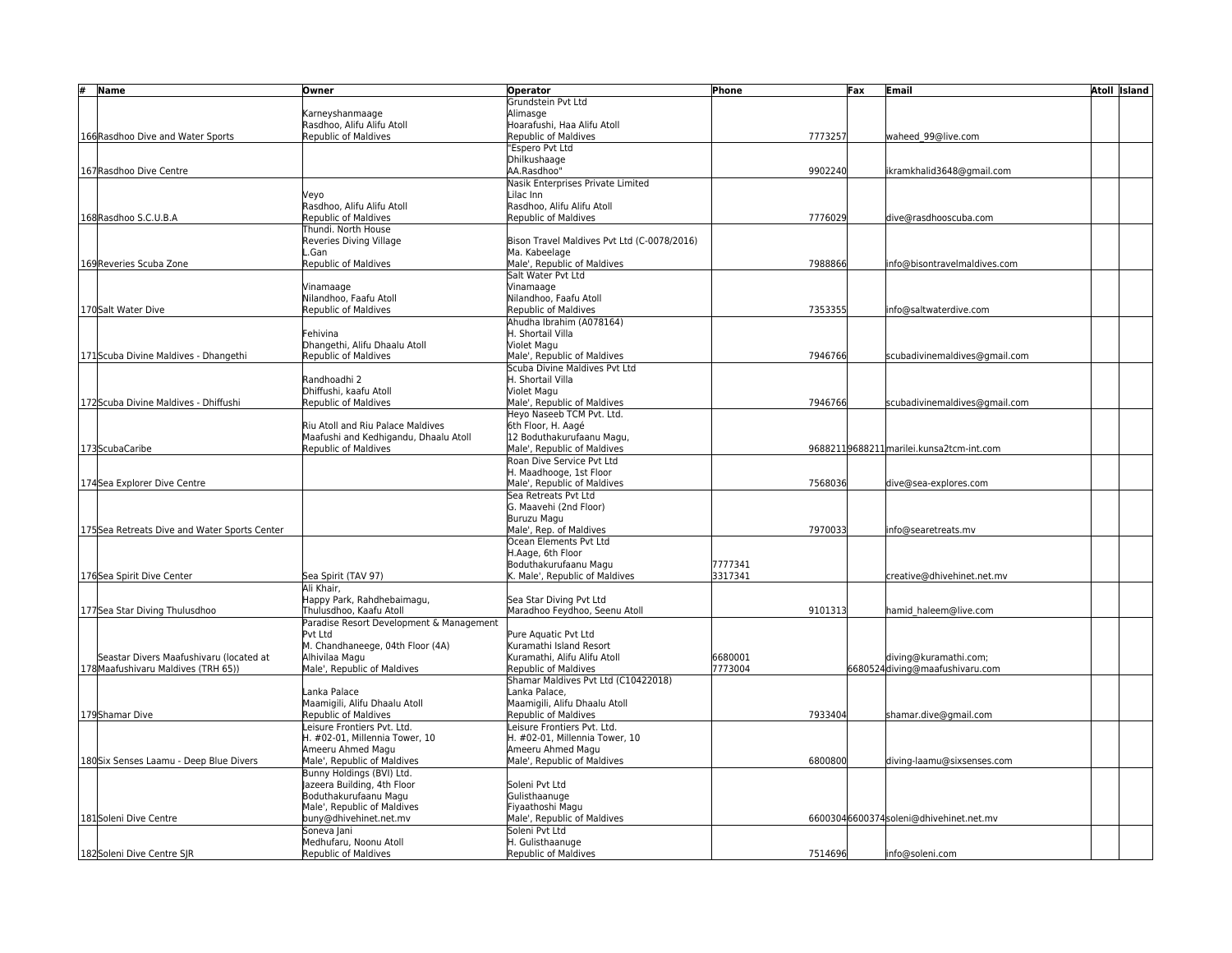| # | Name | Owner | Operator | Phone | Fax | Email | Atoll | Island |
|---|---|---|---|---|---|---|---|---|
| 166 | Rasdhoo Dive and Water Sports | Karneyshanmaage Rasdhoo, Alifu Alifu Atoll Republic of Maldives | Grundstein Pvt Ltd Alimasge Hoarafushi, Haa Alifu Atoll Republic of Maldives | 7773257 | | waheed_99@live.com | | |
| 167 | Rasdhoo Dive Centre | | "Espero Pvt Ltd Dhilkushaage AA.Rasdhoo" | 9902240 | | ikramkhalid3648@gmail.com | | |
| 168 | Rasdhoo S.C.U.B.A | Veyo Rasdhoo, Alifu Alifu Atoll Republic of Maldives | Nasik Enterprises Private Limited Lilac Inn Rasdhoo, Alifu Alifu Atoll Republic of Maldives | 7776029 | | dive@rasdhooscuba.com | | |
| 169 | Reveries Scuba Zone | Thundi. North House Reveries Diving Village L.Gan Republic of Maldives | Bison Travel Maldives Pvt Ltd (C-0078/2016) Ma. Kabeelage Male', Republic of Maldives | 7988866 | | info@bisontravelmaldives.com | | |
| 170 | Salt Water Dive | Vinamaage Nilandhoo, Faafu Atoll Republic of Maldives | Salt Water Pvt Ltd Vinamaage Nilandhoo, Faafu Atoll Republic of Maldives | 7353355 | | info@saltwaterdive.com | | |
| 171 | Scuba Divine Maldives - Dhangethi | Fehivina Dhangethi, Alifu Dhaalu Atoll Republic of Maldives | Ahudha Ibrahim (A078164) H. Shortail Villa Violet Magu Male', Republic of Maldives | 7946766 | | scubadivinemaldives@gmail.com | | |
| 172 | Scuba Divine Maldives - Dhiffushi | Randhoadhi 2 Dhiffushi, kaafu Atoll Republic of Maldives | Scuba Divine Maldives Pvt Ltd H. Shortail Villa Violet Magu Male', Republic of Maldives | 7946766 | | scubadivinemaldives@gmail.com | | |
| 173 | ScubaCaribe | Riu Atoll and Riu Palace Maldives Maafushi and Kedhigandu, Dhaalu Atoll Republic of Maldives | Heyo Naseeb TCM Pvt. Ltd. 6th Floor, H. Aagé 12 Boduthakurufaanu Magu, Male', Republic of Maldives | 9688211 | 9688211 | marilei.kunsa2tcm-int.com | | |
| 174 | Sea Explorer Dive Centre | | Roan Dive Service Pvt Ltd H. Maadhooge, 1st Floor Male', Republic of Maldives | 7568036 | | dive@sea-explores.com | | |
| 175 | Sea Retreats Dive and Water Sports Center | | Sea Retreats Pvt Ltd G. Maavehi (2nd Floor) Buruzu Magu Male', Rep. of Maldives | 7970033 | | info@searetreats.mv | | |
| 176 | Sea Spirit Dive Center | Sea Spirit (TAV 97) | Ocean Elements Pvt Ltd H.Aage, 6th Floor Boduthakurufaanu Magu K. Male', Republic of Maldives | 7777341 3317341 | | creative@dhivehinet.net.mv | | |
| 177 | Sea Star Diving Thulusdhoo | Ali Khair, Happy Park, Rahdhebaimagu, Thulusdhoo, Kaafu Atoll | Sea Star Diving Pvt Ltd Maradhoo Feydhoo, Seenu Atoll | 9101313 | | hamid_haleem@live.com | | |
| 178 | Seastar Divers Maafushivaru (located at Maafushivaru Maldives (TRH 65)) | Paradise Resort Development & Management Pvt Ltd M. Chandhaneege, 04th Floor (4A) Alhivilaa Magu Male', Republic of Maldives | Pure Aquatic Pvt Ltd Kuramathi Island Resort Kuramathi, Alifu Alifu Atoll Republic of Maldives | 6680001 7773004 | 6680524 | diving@kuramathi.com; diving@maafushivaru.com | | |
| 179 | Shamar Dive | Lanka Palace Maamigili, Alifu Dhaalu Atoll Republic of Maldives | Shamar Maldives Pvt Ltd (C10422018) Lanka Palace, Maamigili, Alifu Dhaalu Atoll Republic of Maldives | 7933404 | | shamar.dive@gmail.com | | |
| 180 | Six Senses Laamu - Deep Blue Divers | Leisure Frontiers Pvt. Ltd. H. #02-01, Millennia Tower, 10 Ameeru Ahmed Magu Male', Republic of Maldives | Leisure Frontiers Pvt. Ltd. H. #02-01, Millennia Tower, 10 Ameeru Ahmed Magu Male', Republic of Maldives | 6800800 | | diving-laamu@sixsenses.com | | |
| 181 | Soleni Dive Centre | Bunny Holdings (BVI) Ltd. Jazeera Building, 4th Floor Boduthakurufaanu Magu Male', Republic of Maldives buny@dhivehinet.net.mv | Soleni Pvt Ltd Gulisthaanuge Fiyaathoshi Magu Male', Republic of Maldives | 6600304 | 6600374 | soleni@dhivehinet.net.mv | | |
| 182 | Soleni Dive Centre SJR | Soneva Jani Medhufaru, Noonu Atoll Republic of Maldives | Soleni Pvt Ltd H. Gulisthaanuge Republic of Maldives | 7514696 | | info@soleni.com | | |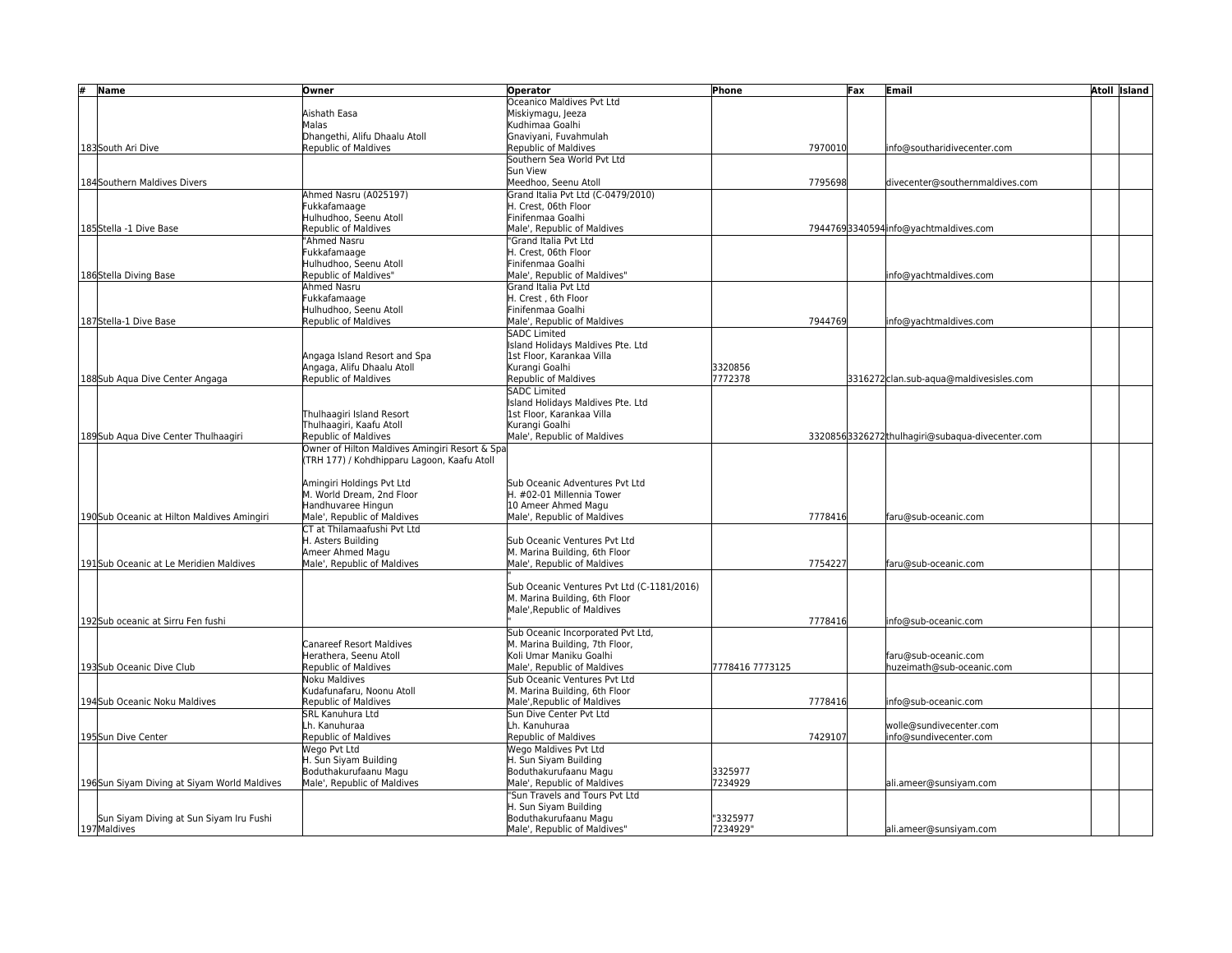| # | Name | Owner | Operator | Phone | Fax | Email | Atoll | Island |
|---|---|---|---|---|---|---|---|---|
| 183 | South Ari Dive | Aishath Easa<br>Malas<br>Dhangethi, Alifu Dhaalu Atoll<br>Republic of Maldives | Oceanico Maldives Pvt Ltd<br>Miskiymagu, Jeeza<br>Kudhimaa Goalhi<br>Gnaviyani, Fuvahmulah<br>Republic of Maldives | 7970010 | | info@southaridivecenter.com | | |
| 184 | Southern Maldives Divers | | Southern Sea World Pvt Ltd<br>Sun View<br>Meedhoo, Seenu Atoll | 7795698 | | divecenter@southernmaldives.com | | |
| 185 | Stella -1 Dive Base | Ahmed Nasru (A025197)<br>Fukkafamaage<br>Hulhudhoo, Seenu Atoll<br>Republic of Maldives | Grand Italia Pvt Ltd (C-0479/2010)<br>H. Crest, 06th Floor<br>Finifenmaa Goalhi<br>Male', Republic of Maldives | 7944769 | 3340594 | info@yachtmaldives.com | | |
| 186 | Stella Diving Base | "Ahmed Nasru<br>Fukkafamaage<br>Hulhudhoo, Seenu Atoll<br>Republic of Maldives" | "Grand Italia Pvt Ltd<br>H. Crest, 06th Floor<br>Finifenmaa Goalhi<br>Male', Republic of Maldives" | | | info@yachtmaldives.com | | |
| 187 | Stella-1 Dive Base | Ahmed Nasru<br>Fukkafamaage<br>Hulhudhoo, Seenu Atoll<br>Republic of Maldives | Grand Italia Pvt Ltd<br>H. Crest , 6th Floor<br>Finifenmaa Goalhi<br>Male', Republic of Maldives | 7944769 | | info@yachtmaldives.com | | |
| 188 | Sub Aqua Dive Center Angaga | Angaga Island Resort and Spa<br>Angaga, Alifu Dhaalu Atoll<br>Republic of Maldives | SADC Limited<br>Island Holidays Maldives Pte. Ltd<br>1st Floor, Karankaa Villa<br>Kurangi Goalhi<br>Republic of Maldives | 3320856<br>7772378 | 3316272 | clan.sub-aqua@maldivesisles.com | | |
| 189 | Sub Aqua Dive Center Thulhaagiri | Thulhaagiri Island Resort<br>Thulhaagiri, Kaafu Atoll<br>Republic of Maldives | SADC Limited<br>Island Holidays Maldives Pte. Ltd<br>1st Floor, Karankaa Villa<br>Kurangi Goalhi<br>Male', Republic of Maldives | 3320856 | 3326272 | thulhagiri@subaqua-divecenter.com | | |
| 190 | Sub Oceanic at Hilton Maldives Amingiri | Owner of Hilton Maldives Amingiri Resort & Spa (TRH 177) / Kohdhipparu Lagoon, Kaafu Atoll<br><br>Amingiri Holdings Pvt Ltd<br>M. World Dream, 2nd Floor<br>Handhuvaree Hingun<br>Male', Republic of Maldives | Sub Oceanic Adventures Pvt Ltd<br>H. #02-01 Millennia Tower<br>10 Ameer Ahmed Magu<br>Male', Republic of Maldives | 7778416 | | faru@sub-oceanic.com | | |
| 191 | Sub Oceanic at Le Meridien Maldives | CT at Thilamaafushi Pvt Ltd<br>H. Asters Building<br>Ameer Ahmed Magu<br>Male', Republic of Maldives | Sub Oceanic Ventures Pvt Ltd<br>M. Marina Building, 6th Floor<br>Male', Republic of Maldives | 7754227 | | faru@sub-oceanic.com | | |
| 192 | Sub oceanic at Sirru Fen fushi | | "<br>Sub Oceanic Ventures Pvt Ltd (C-1181/2016)<br>M. Marina Building, 6th Floor<br>Male',Republic of Maldives<br>" | 7778416 | | info@sub-oceanic.com | | |
| 193 | Sub Oceanic Dive Club | Canareef Resort Maldives<br>Herathera, Seenu Atoll<br>Republic of Maldives | Sub Oceanic Incorporated Pvt Ltd,<br>M. Marina Building, 7th Floor,<br>Koli Umar Maniku Goalhi<br>Male', Republic of Maldives | 7778416 7773125 | | faru@sub-oceanic.com<br>huzeimath@sub-oceanic.com | | |
| 194 | Sub Oceanic Noku Maldives | Noku Maldives<br>Kudafunafaru, Noonu Atoll<br>Republic of Maldives | Sub Oceanic Ventures Pvt Ltd<br>M. Marina Building, 6th Floor<br>Male',Republic of Maldives | 7778416 | | info@sub-oceanic.com | | |
| 195 | Sun Dive Center | SRL Kanuhura Ltd<br>Lh. Kanuhuraa<br>Republic of Maldives | Sun Dive Center Pvt Ltd<br>Lh. Kanuhuraa<br>Republic of Maldives | 7429107 | | wolle@sundivecenter.com<br>info@sundivecenter.com | | |
| 196 | Sun Siyam Diving at Siyam World Maldives | Wego Pvt Ltd<br>H. Sun Siyam Building<br>Boduthakurufaanu Magu<br>Male', Republic of Maldives | Wego Maldives Pvt Ltd<br>H. Sun Siyam Building<br>Boduthakurufaanu Magu<br>Male', Republic of Maldives | 3325977<br>7234929 | | ali.ameer@sunsiyam.com | | |
| 197 | Sun Siyam Diving at Sun Siyam Iru Fushi Maldives | | "Sun Travels and Tours Pvt Ltd<br>H. Sun Siyam Building<br>Boduthakurufaanu Magu<br>Male', Republic of Maldives" | "3325977<br>7234929" | | ali.ameer@sunsiyam.com | | |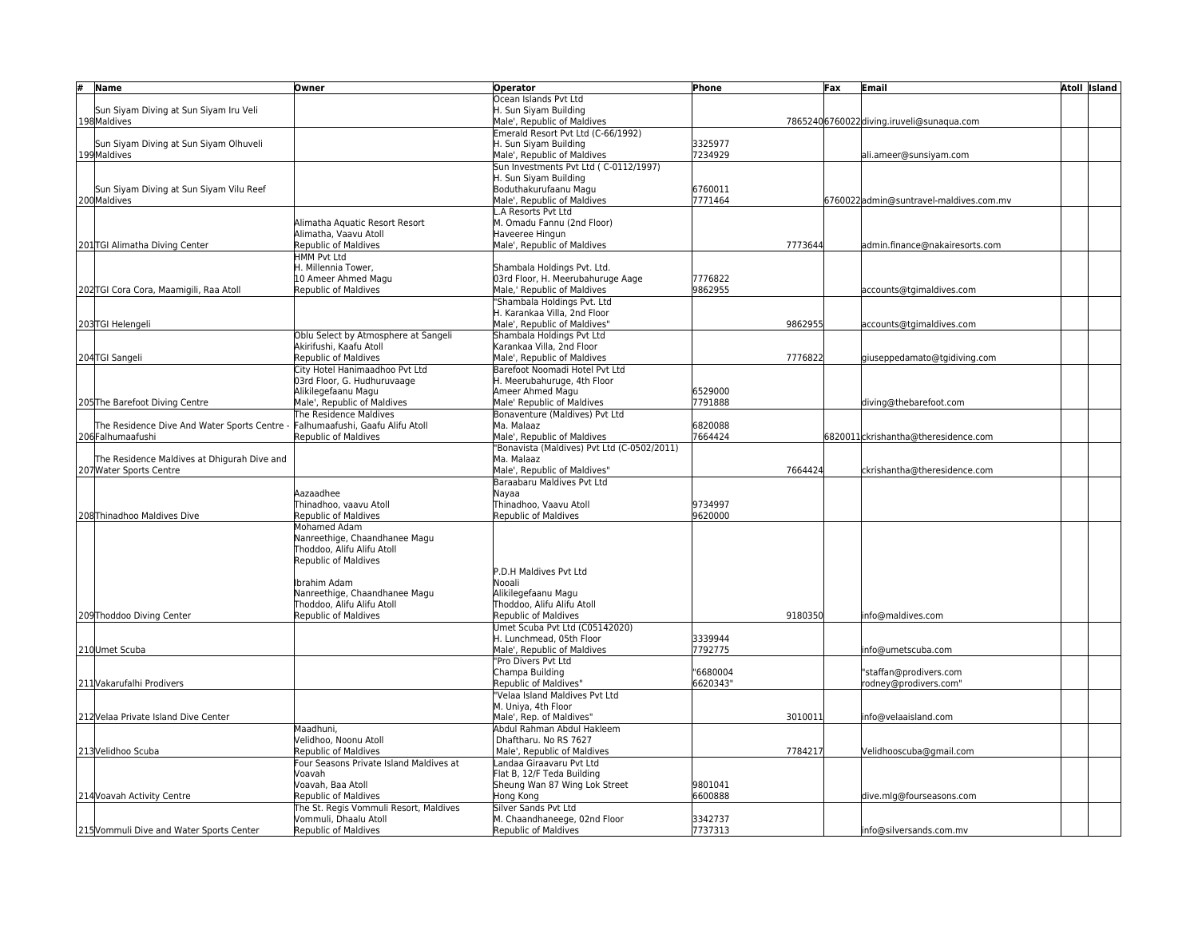| # | Name | Owner | Operator | Phone | Fax | Email | Atoll | Island |
|---|---|---|---|---|---|---|---|---|
| 198 | Sun Siyam Diving at Sun Siyam Iru Veli Maldives | | Ocean Islands Pvt Ltd<br>H. Sun Siyam Building<br>Male', Republic of Maldives | 7865240 | 6760022 | diving.iruveli@sunaqua.com | | |
| 199 | Sun Siyam Diving at Sun Siyam Olhuveli Maldives | | Emerald Resort Pvt Ltd (C-66/1992)<br>H. Sun Siyam Building<br>Male', Republic of Maldives | 3325977<br>7234929 | | ali.ameer@sunsiyam.com | | |
| 200 | Sun Siyam Diving at Sun Siyam Vilu Reef Maldives | | Sun Investments Pvt Ltd ( C-0112/1997)<br>H. Sun Siyam Building<br>Boduthakurufaanu Magu<br>Male', Republic of Maldives | 6760011<br>7771464 | 6760022 | admin@suntravel-maldives.com.mv | | |
| 201 | TGI Alimatha Diving Center | Alimatha Aquatic Resort Resort<br>Alimatha, Vaavu Atoll<br>Republic of Maldives | L.A Resorts Pvt Ltd<br>M. Omadu Fannu (2nd Floor)<br>Haveeree Hingun<br>Male', Republic of Maldives | 7773644 | | admin.finance@nakairesorts.com | | |
| 202 | TGI Cora Cora, Maamigili, Raa Atoll | HMM Pvt Ltd<br>H. Millennia Tower,<br>10 Ameer Ahmed Magu<br>Republic of Maldives | Shambala Holdings Pvt. Ltd.<br>03rd Floor, H. Meerubahuruge Aage<br>Male,' Republic of Maldives | 7776822<br>9862955 | | accounts@tgimaldives.com | | |
| 203 | TGI Helengeli | | "Shambala Holdings Pvt. Ltd<br>H. Karankaa Villa, 2nd Floor<br>Male', Republic of Maldives" | 9862955 | | accounts@tgimaldives.com | | |
| 204 | TGI Sangeli | Oblu Select by Atmosphere at Sangeli<br>Akirifushi, Kaafu Atoll<br>Republic of Maldives | Shambala Holdings Pvt Ltd<br>Karankaa Villa, 2nd Floor<br>Male', Republic of Maldives | 7776822 | | giuseppedamato@tgidiving.com | | |
| 205 | The Barefoot Diving Centre | City Hotel Hanimaadhoo Pvt Ltd<br>03rd Floor, G. Hudhuruvaage<br>Alikilegefaanu Magu<br>Male', Republic of Maldives | Barefoot Noomadi Hotel Pvt Ltd<br>H. Meerubahuruge, 4th Floor<br>Ameer Ahmed Magu<br>Male' Republic of Maldives | 6529000<br>7791888 | | diving@thebarefoot.com | | |
| 206 | The Residence Dive And Water Sports Centre - Falhumaafushi | The Residence Maldives<br>Falhumaafushi, Gaafu Alifu Atoll<br>Republic of Maldives | Bonaventure (Maldives) Pvt Ltd<br>Ma. Malaaz<br>Male', Republic of Maldives | 6820088<br>7664424 | 6820011 | ckrishantha@theresidence.com | | |
| 207 | The Residence Maldives at Dhigurah Dive and Water Sports Centre | | "Bonavista (Maldives) Pvt Ltd (C-0502/2011)<br>Ma. Malaaz<br>Male', Republic of Maldives" | 7664424 | | ckrishantha@theresidence.com | | |
| 208 | Thinadhoo Maldives Dive | Aazaadhee<br>Thinadhoo, vaavu Atoll<br>Republic of Maldives | Baraabaru Maldives Pvt Ltd<br>Nayaa<br>Thinadhoo, Vaavu Atoll<br>Republic of Maldives | 9734997<br>9620000 | | | | |
| 209 | Thoddoo Diving Center | Mohamed Adam<br>Nanreethige, Chaandhanee Magu<br>Thoddoo, Alifu Alifu Atoll<br>Republic of Maldives<br><br>Ibrahim Adam<br>Nanreethige, Chaandhanee Magu<br>Thoddoo, Alifu Alifu Atoll<br>Republic of Maldives | P.D.H Maldives Pvt Ltd<br>Nooali<br>Alikilegefaanu Magu<br>Thoddoo, Alifu Alifu Atoll<br>Republic of Maldives | 9180350 | | info@maldives.com | | |
| 210 | Umet Scuba | | Umet Scuba Pvt Ltd (C05142020)<br>H. Lunchmead, 05th Floor<br>Male', Republic of Maldives | 3339944<br>7792775 | | info@umetscuba.com | | |
| 211 | Vakarufalhi Prodivers | | "Pro Divers Pvt Ltd<br>Champa Building<br>Republic of Maldives" | "6680004<br>6620343" | | "staffan@prodivers.com<br>rodney@prodivers.com" | | |
| 212 | Velaa Private Island Dive Center | | "Velaa Island Maldives Pvt Ltd<br>M. Uniya, 4th Floor<br>Male', Rep. of Maldives" | 3010011 | | info@velaaisland.com | | |
| 213 | Velidhoo Scuba | Maadhuni,<br>Velidhoo, Noonu Atoll<br>Republic of Maldives | Abdul Rahman Abdul Hakleem<br>Dhaftharu. No RS 7627<br>Male', Republic of Maldives | 7784217 | | Velidhooscuba@gmail.com | | |
| 214 | Voavah Activity Centre | Four Seasons Private Island Maldives at Voavah<br>Voavah, Baa Atoll<br>Republic of Maldives | Landaa Giraavaru Pvt Ltd<br>Flat B, 12/F Teda Building<br>Sheung Wan 87 Wing Lok Street<br>Hong Kong | 9801041<br>6600888 | | dive.mlg@fourseasons.com | | |
| 215 | Vommuli Dive and Water Sports Center | The St. Regis Vommuli Resort, Maldives<br>Vommuli, Dhaalu Atoll<br>Republic of Maldives | Silver Sands Pvt Ltd<br>M. Chaandhaneege, 02nd Floor<br>Republic of Maldives | 3342737<br>7737313 | | info@silversands.com.mv | | |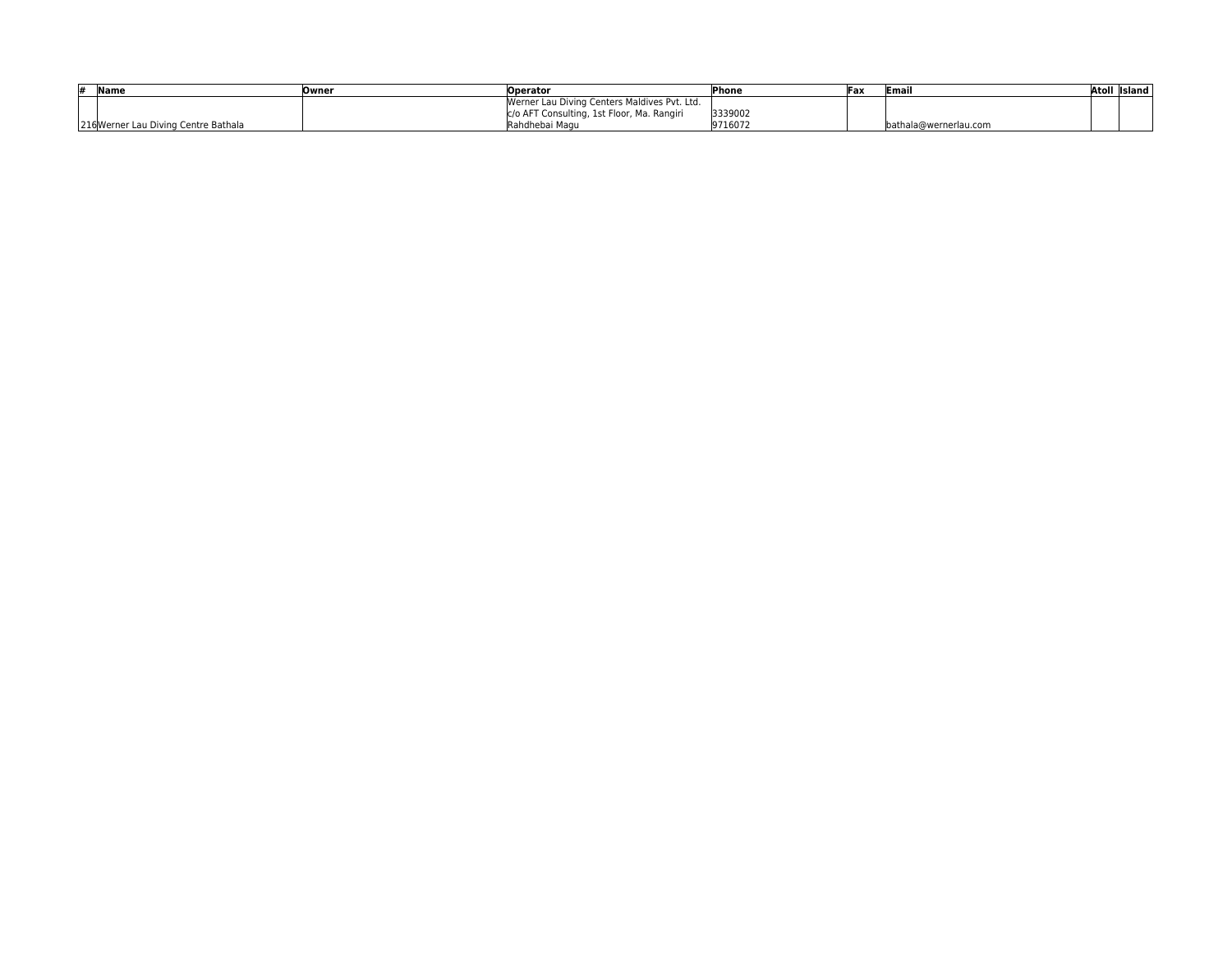| # | Name | Owner | Operator | Phone | Fax | Email | Atoll | Island |
|---|---|---|---|---|---|---|---|---|
| 216 | Werner Lau Diving Centre Bathala | | Werner Lau Diving Centers Maldives Pvt. Ltd. c/o AFT Consulting, 1st Floor, Ma. Rangiri Rahdhebai Magu | 3339002 9716072 | | bathala@wernerlau.com | | |